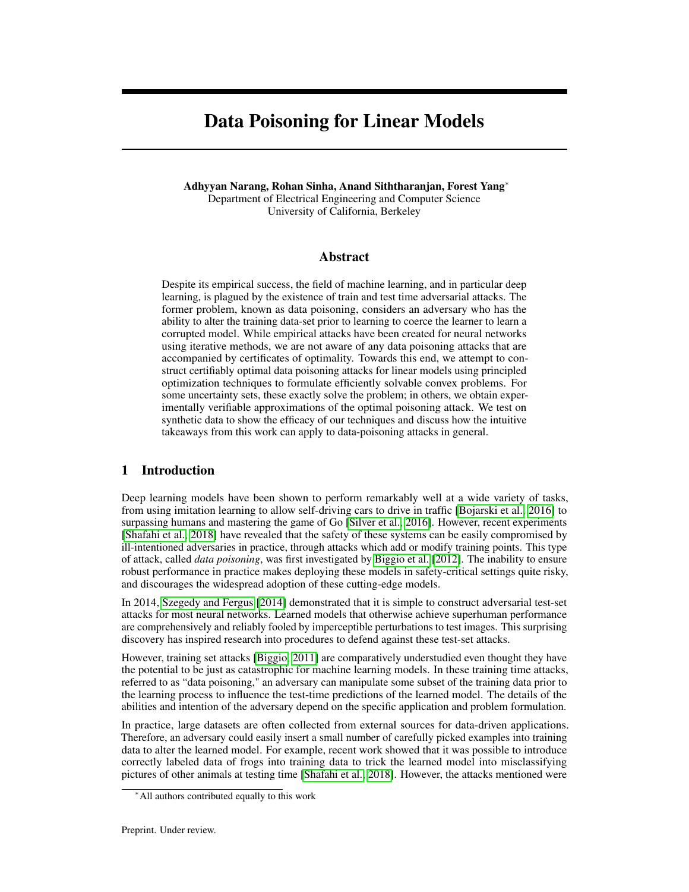# Data Poisoning for Linear Models

**Adhyyan Narang, Rohan Sinha, Anand Siththaranjan, Forest Yang***
Department of Electrical Engineering and Computer Science
University of California, Berkeley

## Abstract

Despite its empirical success, the field of machine learning, and in particular deep learning, is plagued by the existence of train and test time adversarial attacks. The former problem, known as data poisoning, considers an adversary who has the ability to alter the training data-set prior to learning to coerce the learner to learn a corrupted model. While empirical attacks have been created for neural networks using iterative methods, we are not aware of any data poisoning attacks that are accompanied by certificates of optimality. Towards this end, we attempt to construct certifiably optimal data poisoning attacks for linear models using principled optimization techniques to formulate efficiently solvable convex problems. For some uncertainty sets, these exactly solve the problem; in others, we obtain experimentally verifiable approximations of the optimal poisoning attack. We test on synthetic data to show the efficacy of our techniques and discuss how the intuitive takeaways from this work can apply to data-poisoning attacks in general.

## 1 Introduction

Deep learning models have been shown to perform remarkably well at a wide variety of tasks, from using imitation learning to allow self-driving cars to drive in traffic [Bojarski et al., 2016] to surpassing humans and mastering the game of Go [Silver et al., 2016]. However, recent experiments [Shafahi et al., 2018] have revealed that the safety of these systems can be easily compromised by ill-intentioned adversaries in practice, through attacks which add or modify training points. This type of attack, called *data poisoning*, was first investigated by Biggio et al. [2012]. The inability to ensure robust performance in practice makes deploying these models in safety-critical settings quite risky, and discourages the widespread adoption of these cutting-edge models.

In 2014, Szegedy and Fergus [2014] demonstrated that it is simple to construct adversarial test-set attacks for most neural networks. Learned models that otherwise achieve superhuman performance are comprehensively and reliably fooled by imperceptible perturbations to test images. This surprising discovery has inspired research into procedures to defend against these test-set attacks.

However, training set attacks [Biggio, 2011] are comparatively understudied even thought they have the potential to be just as catastrophic for machine learning models. In these training time attacks, referred to as "data poisoning," an adversary can manipulate some subset of the training data prior to the learning process to influence the test-time predictions of the learned model. The details of the abilities and intention of the adversary depend on the specific application and problem formulation.

In practice, large datasets are often collected from external sources for data-driven applications. Therefore, an adversary could easily insert a small number of carefully picked examples into training data to alter the learned model. For example, recent work showed that it was possible to introduce correctly labeled data of frogs into training data to trick the learned model into misclassifying pictures of other animals at testing time [Shafahi et al., 2018]. However, the attacks mentioned were

*All authors contributed equally to this work

Preprint. Under review.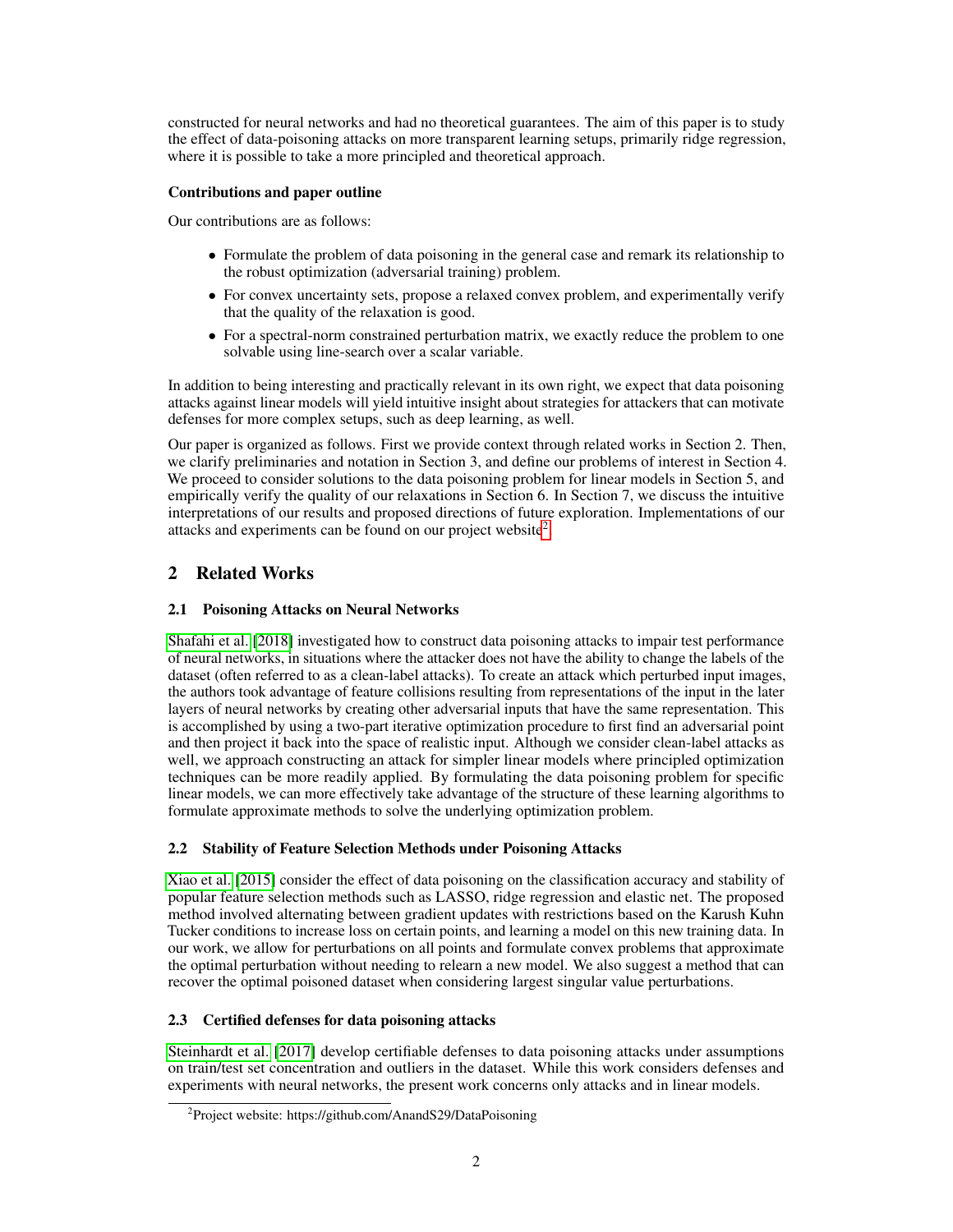constructed for neural networks and had no theoretical guarantees. The aim of this paper is to study the effect of data-poisoning attacks on more transparent learning setups, primarily ridge regression, where it is possible to take a more principled and theoretical approach.

**Contributions and paper outline**

Our contributions are as follows:

- Formulate the problem of data poisoning in the general case and remark its relationship to the robust optimization (adversarial training) problem.
- For convex uncertainty sets, propose a relaxed convex problem, and experimentally verify that the quality of the relaxation is good.
- For a spectral-norm constrained perturbation matrix, we exactly reduce the problem to one solvable using line-search over a scalar variable.

In addition to being interesting and practically relevant in its own right, we expect that data poisoning attacks against linear models will yield intuitive insight about strategies for attackers that can motivate defenses for more complex setups, such as deep learning, as well.

Our paper is organized as follows. First we provide context through related works in Section 2. Then, we clarify preliminaries and notation in Section 3, and define our problems of interest in Section 4. We proceed to consider solutions to the data poisoning problem for linear models in Section 5, and empirically verify the quality of our relaxations in Section 6. In Section 7, we discuss the intuitive interpretations of our results and proposed directions of future exploration. Implementations of our attacks and experiments can be found on our project website[2].

## 2 Related Works

### 2.1 Poisoning Attacks on Neural Networks

Shafahi et al. [2018] investigated how to construct data poisoning attacks to impair test performance of neural networks, in situations where the attacker does not have the ability to change the labels of the dataset (often referred to as a clean-label attacks). To create an attack which perturbed input images, the authors took advantage of feature collisions resulting from representations of the input in the later layers of neural networks by creating other adversarial inputs that have the same representation. This is accomplished by using a two-part iterative optimization procedure to first find an adversarial point and then project it back into the space of realistic input. Although we consider clean-label attacks as well, we approach constructing an attack for simpler linear models where principled optimization techniques can be more readily applied. By formulating the data poisoning problem for specific linear models, we can more effectively take advantage of the structure of these learning algorithms to formulate approximate methods to solve the underlying optimization problem.

### 2.2 Stability of Feature Selection Methods under Poisoning Attacks

Xiao et al. [2015] consider the effect of data poisoning on the classification accuracy and stability of popular feature selection methods such as LASSO, ridge regression and elastic net. The proposed method involved alternating between gradient updates with restrictions based on the Karush Kuhn Tucker conditions to increase loss on certain points, and learning a model on this new training data. In our work, we allow for perturbations on all points and formulate convex problems that approximate the optimal perturbation without needing to relearn a new model. We also suggest a method that can recover the optimal poisoned dataset when considering largest singular value perturbations.

### 2.3 Certified defenses for data poisoning attacks

Steinhardt et al. [2017] develop certifiable defenses to data poisoning attacks under assumptions on train/test set concentration and outliers in the dataset. While this work considers defenses and experiments with neural networks, the present work concerns only attacks and in linear models.

[2] Project website: https://github.com/AnandS29/DataPoisoning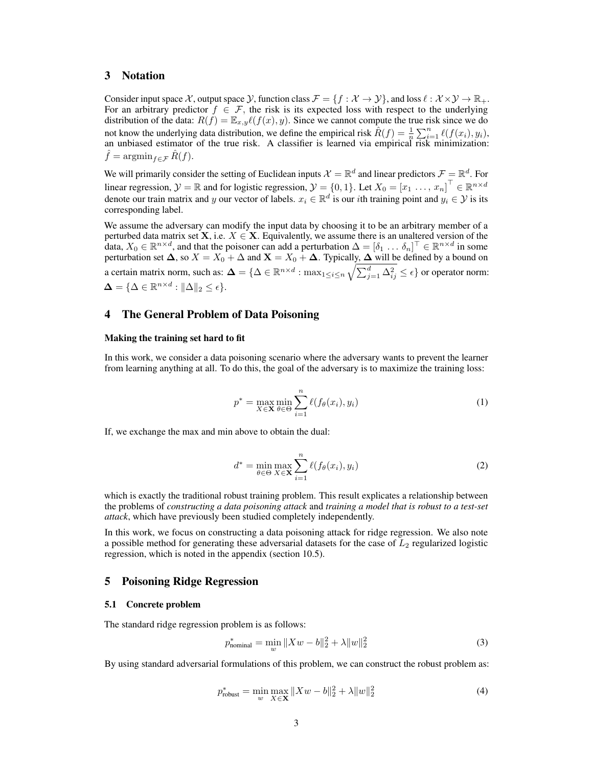## 3 Notation

Consider input space $\mathcal{X}$, output space $\mathcal{Y}$, function class $\mathcal{F} = \{f : \mathcal{X} \to \mathcal{Y}\}$, and loss $\ell : \mathcal{X} \times \mathcal{Y} \to \mathbb{R}_+$. For an arbitrary predictor $f \in \mathcal{F}$, the risk is its expected loss with respect to the underlying distribution of the data: $R(f) = \mathbb{E}_{x,y}\ell(f(x), y)$. Since we cannot compute the true risk since we do not know the underlying data distribution, we define the empirical risk $\hat{R}(f) = \frac{1}{n}\sum_{i=1}^{n} \ell(f(x_i), y_i)$, an unbiased estimator of the true risk. A classifier is learned via empirical risk minimization: $\hat{f} = \text{argmin}_{f \in \mathcal{F}} \hat{R}(f)$.

We will primarily consider the setting of Euclidean inputs $\mathcal{X} = \mathbb{R}^d$ and linear predictors $\mathcal{F} = \mathbb{R}^d$. For linear regression, $\mathcal{Y} = \mathbb{R}$ and for logistic regression, $\mathcal{Y} = \{0, 1\}$. Let $X_0 = [x_1 \ \ldots, \ x_n]^\top \in \mathbb{R}^{n \times d}$ denote our train matrix and $y$ our vector of labels. $x_i \in \mathbb{R}^d$ is our $i$th training point and $y_i \in \mathcal{Y}$ is its corresponding label.

We assume the adversary can modify the input data by choosing it to be an arbitrary member of a perturbed data matrix set $\mathbf{X}$, i.e. $X \in \mathbf{X}$. Equivalently, we assume there is an unaltered version of the data, $X_0 \in \mathbb{R}^{n \times d}$, and that the poisoner can add a perturbation $\Delta = [\delta_1 \ \ldots \ \delta_n]^\top \in \mathbb{R}^{n \times d}$ in some perturbation set $\mathbf{\Delta}$, so $X = X_0 + \Delta$ and $\mathbf{X} = X_0 + \mathbf{\Delta}$. Typically, $\mathbf{\Delta}$ will be defined by a bound on a certain matrix norm, such as: $\mathbf{\Delta} = \{\Delta \in \mathbb{R}^{n \times d} : \max_{1 \leq i \leq n} \sqrt{\sum_{j=1}^{d} \Delta_{ij}^2} \leq \epsilon\}$ or operator norm: $\mathbf{\Delta} = \{\Delta \in \mathbb{R}^{n \times d} : \|\Delta\|_2 \leq \epsilon\}$.

## 4 The General Problem of Data Poisoning

#### Making the training set hard to fit

In this work, we consider a data poisoning scenario where the adversary wants to prevent the learner from learning anything at all. To do this, the goal of the adversary is to maximize the training loss:

$$p^* = \max_{X \in \mathbf{X}} \min_{\theta \in \Theta} \sum_{i=1}^{n} \ell(f_\theta(x_i), y_i) \tag{1}$$

If, we exchange the max and min above to obtain the dual:

$$d^* = \min_{\theta \in \Theta} \max_{X \in \mathbf{X}} \sum_{i=1}^{n} \ell(f_\theta(x_i), y_i) \tag{2}$$

which is exactly the traditional robust training problem. This result explicates a relationship between the problems of *constructing a data poisoning attack* and *training a model that is robust to a test-set attack*, which have previously been studied completely independently.

In this work, we focus on constructing a data poisoning attack for ridge regression. We also note a possible method for generating these adversarial datasets for the case of $L_2$ regularized logistic regression, which is noted in the appendix (section 10.5).

## 5 Poisoning Ridge Regression

### 5.1 Concrete problem

The standard ridge regression problem is as follows:

$$p^*_{\text{nominal}} = \min_{w} \|Xw - b\|_2^2 + \lambda \|w\|_2^2 \tag{3}$$

By using standard adversarial formulations of this problem, we can construct the robust problem as:

$$p^*_{\text{robust}} = \min_{w} \max_{X \in \mathbf{X}} \|Xw - b\|_2^2 + \lambda \|w\|_2^2 \tag{4}$$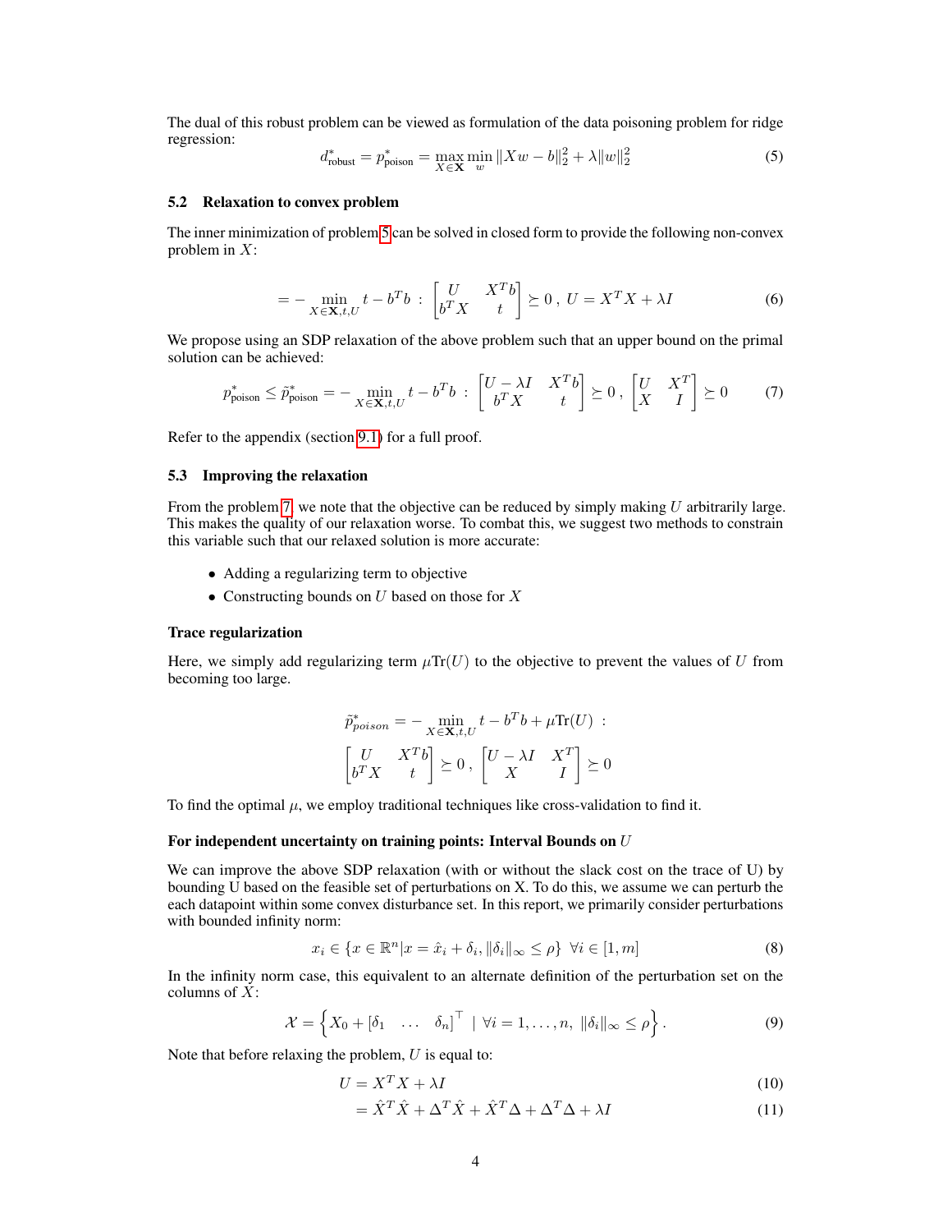The dual of this robust problem can be viewed as formulation of the data poisoning problem for ridge regression:

$$d^*_{\text{robust}} = p^*_{\text{poison}} = \max_{X \in \mathbf{X}} \min_{w} \|Xw - b\|_2^2 + \lambda \|w\|_2^2 \tag{5}$$

### 5.2 Relaxation to convex problem

The inner minimization of problem 5 can be solved in closed form to provide the following non-convex problem in $X$:

$$= - \min_{X \in \mathbf{X}, t, U} t - b^T b \; : \; \begin{bmatrix} U & X^T b \\ b^T X & t \end{bmatrix} \succeq 0 \, , \; U = X^T X + \lambda I \tag{6}$$

We propose using an SDP relaxation of the above problem such that an upper bound on the primal solution can be achieved:

$$p^*_{\text{poison}} \leq \tilde{p}^*_{\text{poison}} = - \min_{X \in \mathbf{X}, t, U} t - b^T b \; : \; \begin{bmatrix} U - \lambda I & X^T b \\ b^T X & t \end{bmatrix} \succeq 0 \, , \; \begin{bmatrix} U & X^T \\ X & I \end{bmatrix} \succeq 0 \tag{7}$$

Refer to the appendix (section 9.1) for a full proof.

### 5.3 Improving the relaxation

From the problem 7, we note that the objective can be reduced by simply making $U$ arbitrarily large. This makes the quality of our relaxation worse. To combat this, we suggest two methods to constrain this variable such that our relaxed solution is more accurate:

- Adding a regularizing term to objective
- Constructing bounds on $U$ based on those for $X$

**Trace regularization**

Here, we simply add regularizing term $\mu \text{Tr}(U)$ to the objective to prevent the values of $U$ from becoming too large.

$$\tilde{p}^*_{poison} = - \min_{X \in \mathbf{X}, t, U} t - b^T b + \mu \text{Tr}(U) \; :$$
$$\begin{bmatrix} U & X^T b \\ b^T X & t \end{bmatrix} \succeq 0 \, , \; \begin{bmatrix} U - \lambda I & X^T \\ X & I \end{bmatrix} \succeq 0$$

To find the optimal $\mu$, we employ traditional techniques like cross-validation to find it.

**For independent uncertainty on training points: Interval Bounds on $U$**

We can improve the above SDP relaxation (with or without the slack cost on the trace of U) by bounding U based on the feasible set of perturbations on X. To do this, we assume we can perturb the each datapoint within some convex disturbance set. In this report, we primarily consider perturbations with bounded infinity norm:

$$x_i \in \{x \in \mathbb{R}^n | x = \hat{x}_i + \delta_i, \|\delta_i\|_\infty \leq \rho\} \;\; \forall i \in [1, m] \tag{8}$$

In the infinity norm case, this equivalent to an alternate definition of the perturbation set on the columns of $X$:

$$\mathcal{X} = \left\{ X_0 + \begin{bmatrix} \delta_1 & \dots & \delta_n \end{bmatrix}^\top \;|\; \forall i = 1, \dots, n, \; \|\delta_i\|_\infty \leq \rho \right\}. \tag{9}$$

Note that before relaxing the problem, $U$ is equal to:

$$U = X^T X + \lambda I \tag{10}$$

$$= \hat{X}^T \hat{X} + \Delta^T \hat{X} + \hat{X}^T \Delta + \Delta^T \Delta + \lambda I \tag{11}$$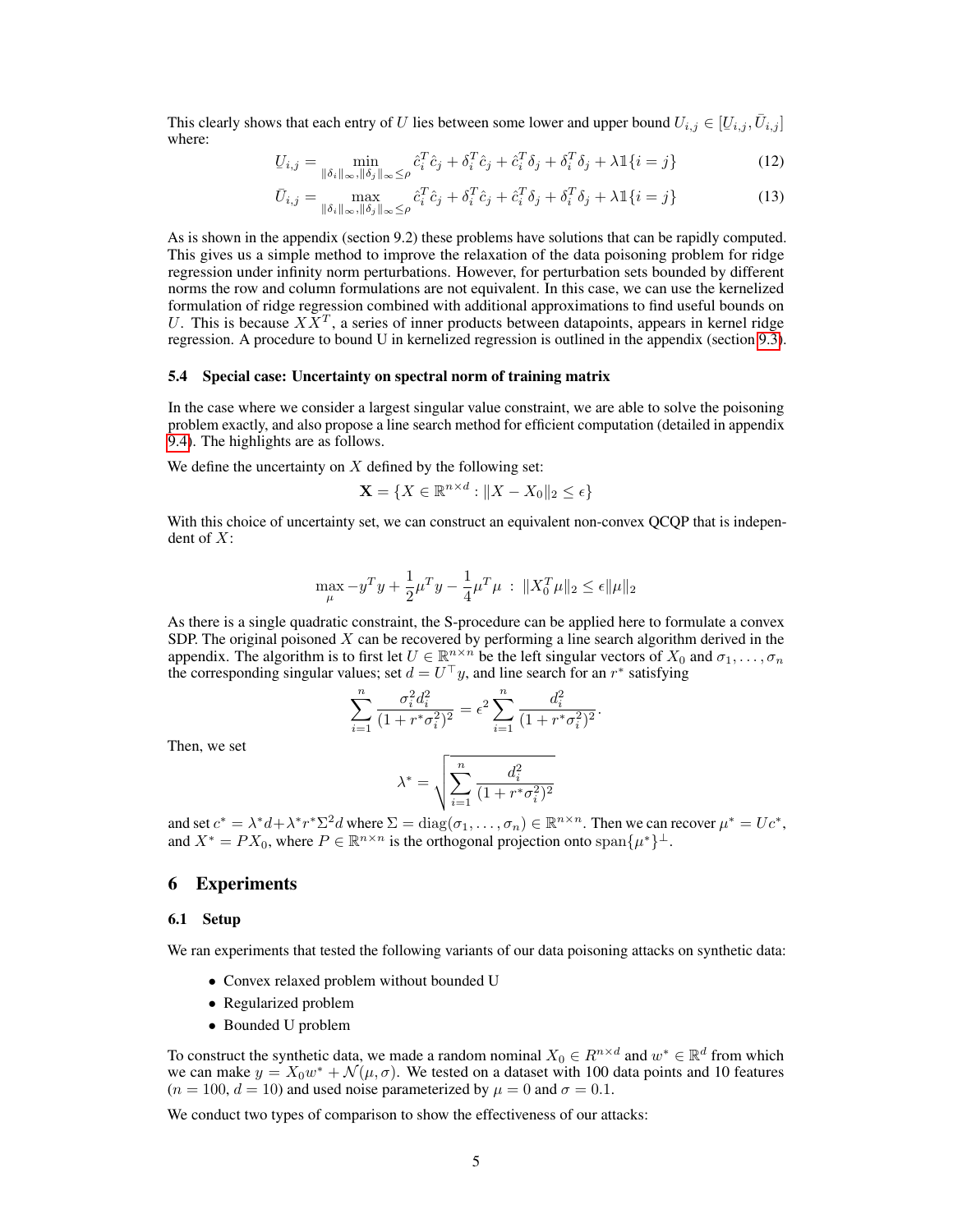This clearly shows that each entry of $U$ lies between some lower and upper bound $U_{i,j} \in [\underline{U}_{i,j}, \bar{U}_{i,j}]$ where:

$$\underline{U}_{i,j} = \min_{\|\delta_i\|_\infty, \|\delta_j\|_\infty \le \rho} \hat{c}_i^T \hat{c}_j + \delta_i^T \hat{c}_j + \hat{c}_i^T \delta_j + \delta_i^T \delta_j + \lambda \mathbb{1}\{i = j\} \tag{12}$$

$$\bar{U}_{i,j} = \max_{\|\delta_i\|_\infty, \|\delta_j\|_\infty \le \rho} \hat{c}_i^T \hat{c}_j + \delta_i^T \hat{c}_j + \hat{c}_i^T \delta_j + \delta_i^T \delta_j + \lambda \mathbb{1}\{i = j\} \tag{13}$$

As is shown in the appendix (section 9.2) these problems have solutions that can be rapidly computed. This gives us a simple method to improve the relaxation of the data poisoning problem for ridge regression under infinity norm perturbations. However, for perturbation sets bounded by different norms the row and column formulations are not equivalent. In this case, we can use the kernelized formulation of ridge regression combined with additional approximations to find useful bounds on $U$. This is because $XX^T$, a series of inner products between datapoints, appears in kernel ridge regression. A procedure to bound U in kernelized regression is outlined in the appendix (section 9.3).

### 5.4 Special case: Uncertainty on spectral norm of training matrix

In the case where we consider a largest singular value constraint, we are able to solve the poisoning problem exactly, and also propose a line search method for efficient computation (detailed in appendix 9.4). The highlights are as follows.

We define the uncertainty on $X$ defined by the following set:

$$\mathbf{X} = \{X \in \mathbb{R}^{n \times d} : \|X - X_0\|_2 \le \epsilon\}$$

With this choice of uncertainty set, we can construct an equivalent non-convex QCQP that is independent of $X$:

$$\max_{\mu} -y^T y + \frac{1}{2}\mu^T y - \frac{1}{4}\mu^T \mu \;:\; \|X_0^T \mu\|_2 \le \epsilon \|\mu\|_2$$

As there is a single quadratic constraint, the S-procedure can be applied here to formulate a convex SDP. The original poisoned $X$ can be recovered by performing a line search algorithm derived in the appendix. The algorithm is to first let $U \in \mathbb{R}^{n \times n}$ be the left singular vectors of $X_0$ and $\sigma_1, \ldots, \sigma_n$ the corresponding singular values; set $d = U^\top y$, and line search for an $r^*$ satisfying

$$\sum_{i=1}^{n} \frac{\sigma_i^2 d_i^2}{(1 + r^* \sigma_i^2)^2} = \epsilon^2 \sum_{i=1}^{n} \frac{d_i^2}{(1 + r^* \sigma_i^2)^2}.$$

Then, we set

$$\lambda^* = \sqrt{\sum_{i=1}^{n} \frac{d_i^2}{(1 + r^* \sigma_i^2)^2}}$$

and set $c^* = \lambda^* d + \lambda^* r^* \Sigma^2 d$ where $\Sigma = \text{diag}(\sigma_1, \ldots, \sigma_n) \in \mathbb{R}^{n \times n}$. Then we can recover $\mu^* = Uc^*$, and $X^* = PX_0$, where $P \in \mathbb{R}^{n \times n}$ is the orthogonal projection onto $\text{span}\{\mu^*\}^\perp$.

## 6 Experiments

### 6.1 Setup

We ran experiments that tested the following variants of our data poisoning attacks on synthetic data:

- Convex relaxed problem without bounded U
- Regularized problem
- Bounded U problem

To construct the synthetic data, we made a random nominal $X_0 \in R^{n \times d}$ and $w^* \in \mathbb{R}^d$ from which we can make $y = X_0 w^* + \mathcal{N}(\mu, \sigma)$. We tested on a dataset with 100 data points and 10 features ($n = 100$, $d = 10$) and used noise parameterized by $\mu = 0$ and $\sigma = 0.1$.

We conduct two types of comparison to show the effectiveness of our attacks: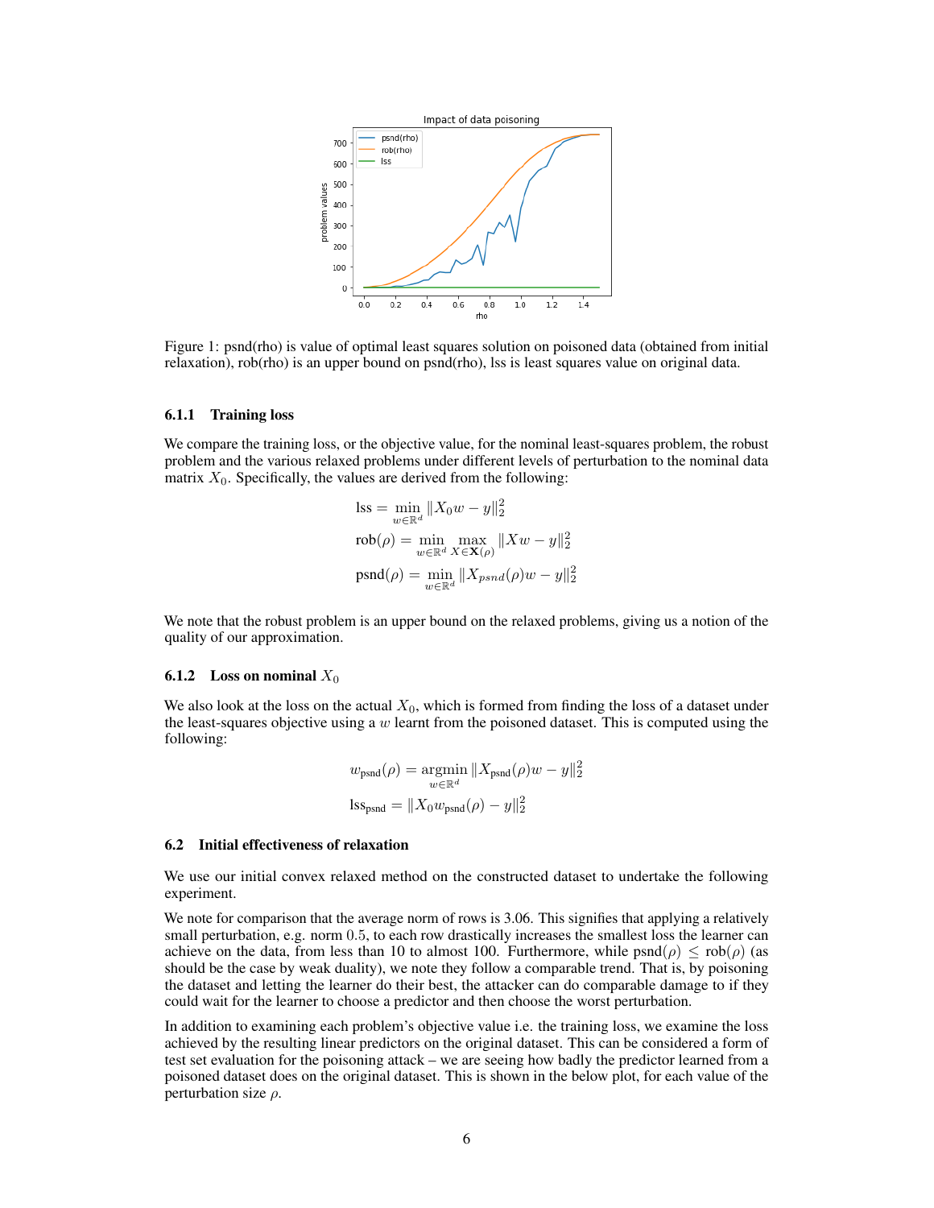Figure 1: psnd(rho) is value of optimal least squares solution on poisoned data (obtained from initial relaxation), rob(rho) is an upper bound on psnd(rho), lss is least squares value on original data.

#### 6.1.1 Training loss

We compare the training loss, or the objective value, for the nominal least-squares problem, the robust problem and the various relaxed problems under different levels of perturbation to the nominal data matrix $X_0$. Specifically, the values are derived from the following:

$$\text{lss} = \min_{w \in \mathbb{R}^d} \|X_0 w - y\|_2^2$$

$$\text{rob}(\rho) = \min_{w \in \mathbb{R}^d} \max_{X \in \mathbf{X}(\rho)} \|Xw - y\|_2^2$$

$$\text{psnd}(\rho) = \min_{w \in \mathbb{R}^d} \|X_{psnd}(\rho) w - y\|_2^2$$

We note that the robust problem is an upper bound on the relaxed problems, giving us a notion of the quality of our approximation.

#### 6.1.2 Loss on nominal $X_0$

We also look at the loss on the actual $X_0$, which is formed from finding the loss of a dataset under the least-squares objective using a $w$ learnt from the poisoned dataset. This is computed using the following:

$$w_{\text{psnd}}(\rho) = \underset{w \in \mathbb{R}^d}{\text{argmin}} \|X_{\text{psnd}}(\rho) w - y\|_2^2$$

$$\text{lss}_{\text{psnd}} = \|X_0 w_{\text{psnd}}(\rho) - y\|_2^2$$

### 6.2 Initial effectiveness of relaxation

We use our initial convex relaxed method on the constructed dataset to undertake the following experiment.

We note for comparison that the average norm of rows is 3.06. This signifies that applying a relatively small perturbation, e.g. norm 0.5, to each row drastically increases the smallest loss the learner can achieve on the data, from less than 10 to almost 100. Furthermore, while $\text{psnd}(\rho) \leq \text{rob}(\rho)$ (as should be the case by weak duality), we note they follow a comparable trend. That is, by poisoning the dataset and letting the learner do their best, the attacker can do comparable damage to if they could wait for the learner to choose a predictor and then choose the worst perturbation.

In addition to examining each problem's objective value i.e. the training loss, we examine the loss achieved by the resulting linear predictors on the original dataset. This can be considered a form of test set evaluation for the poisoning attack – we are seeing how badly the predictor learned from a poisoned dataset does on the original dataset. This is shown in the below plot, for each value of the perturbation size $\rho$.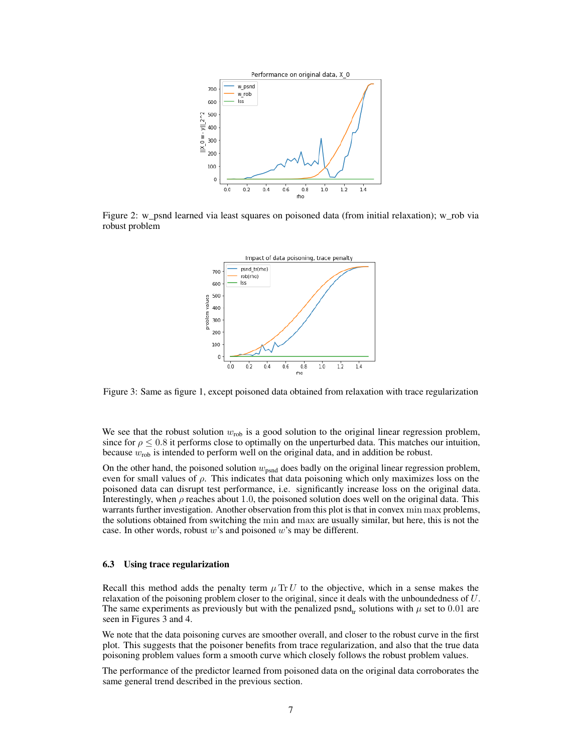Figure 2: w_psnd learned via least squares on poisoned data (from initial relaxation); w_rob via robust problem

Figure 3: Same as figure 1, except poisoned data obtained from relaxation with trace regularization

We see that the robust solution $w_{\text{rob}}$ is a good solution to the original linear regression problem, since for $\rho \leq 0.8$ it performs close to optimally on the unperturbed data. This matches our intuition, because $w_{\text{rob}}$ is intended to perform well on the original data, and in addition be robust.

On the other hand, the poisoned solution $w_{\text{psnd}}$ does badly on the original linear regression problem, even for small values of $\rho$. This indicates that data poisoning which only maximizes loss on the poisoned data can disrupt test performance, i.e. significantly increase loss on the original data. Interestingly, when $\rho$ reaches about $1.0$, the poisoned solution does well on the original data. This warrants further investigation. Another observation from this plot is that in convex $\min\max$ problems, the solutions obtained from switching the $\min$ and $\max$ are usually similar, but here, this is not the case. In other words, robust $w$'s and poisoned $w$'s may be different.

### 6.3 Using trace regularization

Recall this method adds the penalty term $\mu \operatorname{Tr} U$ to the objective, which in a sense makes the relaxation of the poisoning problem closer to the original, since it deals with the unboundedness of $U$. The same experiments as previously but with the penalized $\text{psnd}_{\text{tr}}$ solutions with $\mu$ set to $0.01$ are seen in Figures 3 and 4.

We note that the data poisoning curves are smoother overall, and closer to the robust curve in the first plot. This suggests that the poisoner benefits from trace regularization, and also that the true data poisoning problem values form a smooth curve which closely follows the robust problem values.

The performance of the predictor learned from poisoned data on the original data corroborates the same general trend described in the previous section.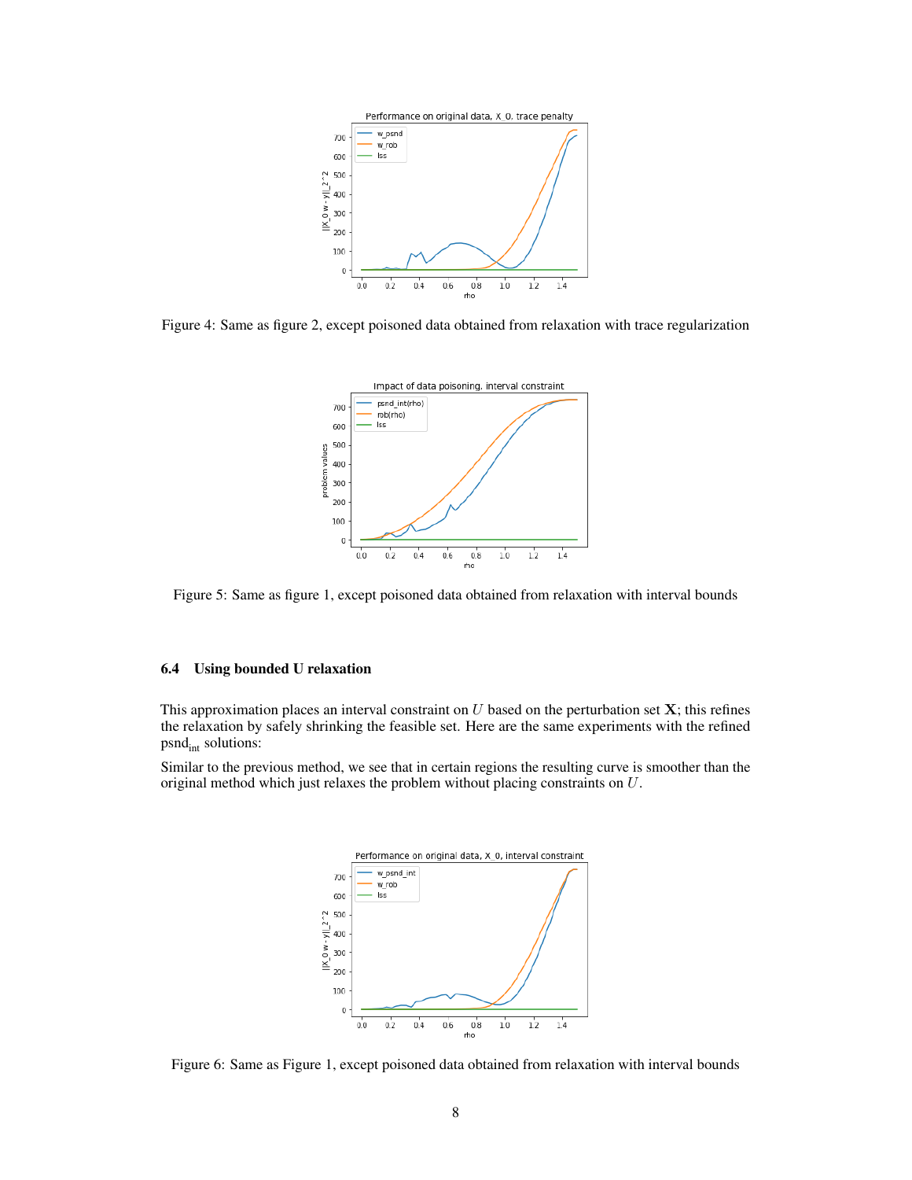Figure 4: Same as figure 2, except poisoned data obtained from relaxation with trace regularization

Figure 5: Same as figure 1, except poisoned data obtained from relaxation with interval bounds

### 6.4 Using bounded U relaxation

This approximation places an interval constraint on $U$ based on the perturbation set $\mathbf{X}$; this refines the relaxation by safely shrinking the feasible set. Here are the same experiments with the refined $\text{psnd}_{\text{int}}$ solutions:

Similar to the previous method, we see that in certain regions the resulting curve is smoother than the original method which just relaxes the problem without placing constraints on $U$.

Figure 6: Same as Figure 1, except poisoned data obtained from relaxation with interval bounds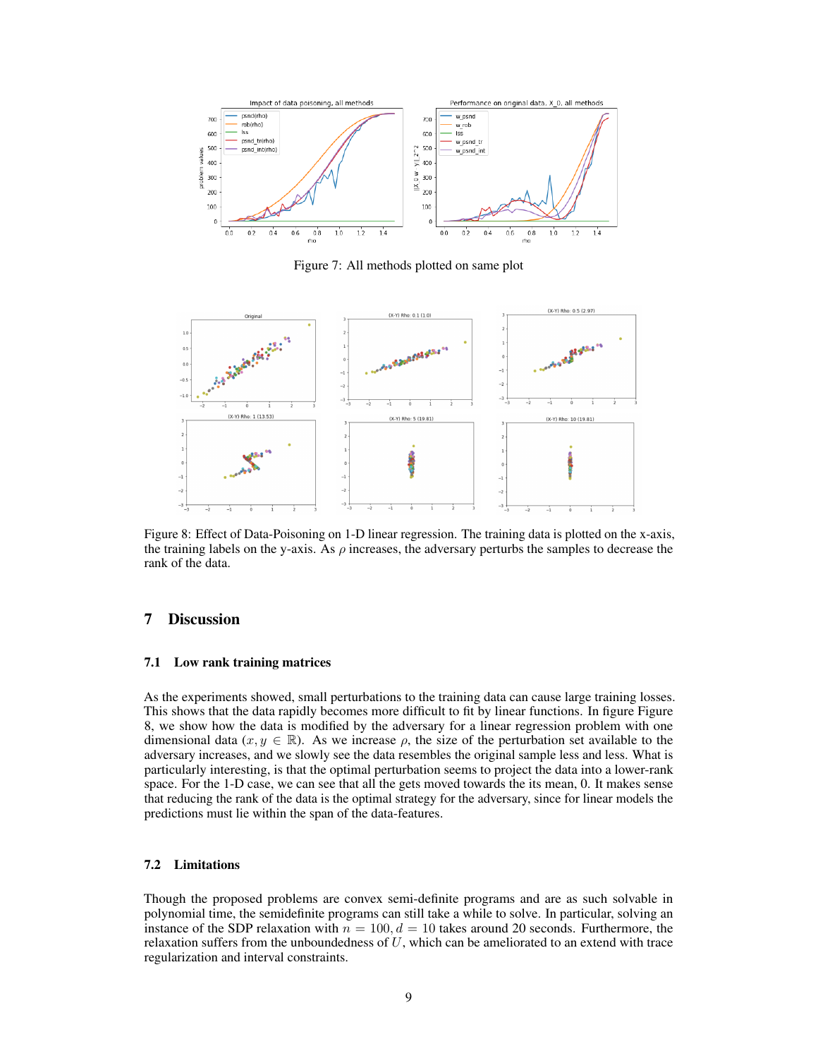Figure 7: All methods plotted on same plot

Figure 8: Effect of Data-Poisoning on 1-D linear regression. The training data is plotted on the x-axis, the training labels on the y-axis. As $\rho$ increases, the adversary perturbs the samples to decrease the rank of the data.

## 7 Discussion

### 7.1 Low rank training matrices

As the experiments showed, small perturbations to the training data can cause large training losses. This shows that the data rapidly becomes more difficult to fit by linear functions. In figure Figure 8, we show how the data is modified by the adversary for a linear regression problem with one dimensional data ($x, y \in \mathbb{R}$). As we increase $\rho$, the size of the perturbation set available to the adversary increases, and we slowly see the data resembles the original sample less and less. What is particularly interesting, is that the optimal perturbation seems to project the data into a lower-rank space. For the 1-D case, we can see that all the gets moved towards the its mean, 0. It makes sense that reducing the rank of the data is the optimal strategy for the adversary, since for linear models the predictions must lie within the span of the data-features.

### 7.2 Limitations

Though the proposed problems are convex semi-definite programs and are as such solvable in polynomial time, the semidefinite programs can still take a while to solve. In particular, solving an instance of the SDP relaxation with $n = 100, d = 10$ takes around 20 seconds. Furthermore, the relaxation suffers from the unboundedness of $U$, which can be ameliorated to an extend with trace regularization and interval constraints.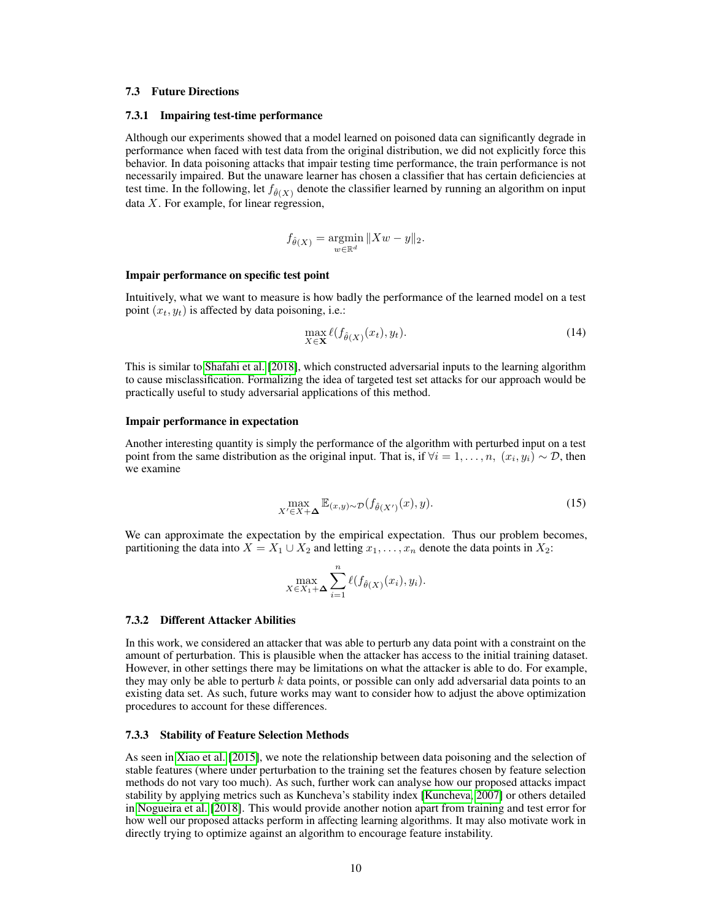### 7.3 Future Directions

#### 7.3.1 Impairing test-time performance

Although our experiments showed that a model learned on poisoned data can significantly degrade in performance when faced with test data from the original distribution, we did not explicitly force this behavior. In data poisoning attacks that impair testing time performance, the train performance is not necessarily impaired. But the unaware learner has chosen a classifier that has certain deficiencies at test time. In the following, let $f_{\hat{\theta}(X)}$ denote the classifier learned by running an algorithm on input data $X$. For example, for linear regression,

$$f_{\hat{\theta}(X)} = \operatorname*{argmin}_{w \in \mathbb{R}^d} \|Xw - y\|_2.$$

**Impair performance on specific test point**

Intuitively, what we want to measure is how badly the performance of the learned model on a test point $(x_t, y_t)$ is affected by data poisoning, i.e.:

$$\max_{X \in \mathbf{X}} \ell(f_{\hat{\theta}(X)}(x_t), y_t). \tag{14}$$

This is similar to Shafahi et al. [2018], which constructed adversarial inputs to the learning algorithm to cause misclassification. Formalizing the idea of targeted test set attacks for our approach would be practically useful to study adversarial applications of this method.

**Impair performance in expectation**

Another interesting quantity is simply the performance of the algorithm with perturbed input on a test point from the same distribution as the original input. That is, if $\forall i = 1, \ldots, n, \ (x_i, y_i) \sim \mathcal{D}$, then we examine

$$\max_{X' \in X + \mathbf{\Delta}} \mathbb{E}_{(x,y)\sim\mathcal{D}}(f_{\hat{\theta}(X')}(x), y). \tag{15}$$

We can approximate the expectation by the empirical expectation. Thus our problem becomes, partitioning the data into $X = X_1 \cup X_2$ and letting $x_1, \ldots, x_n$ denote the data points in $X_2$:

$$\max_{X \in X_1 + \mathbf{\Delta}} \sum_{i=1}^{n} \ell(f_{\hat{\theta}(X)}(x_i), y_i).$$

#### 7.3.2 Different Attacker Abilities

In this work, we considered an attacker that was able to perturb any data point with a constraint on the amount of perturbation. This is plausible when the attacker has access to the initial training dataset. However, in other settings there may be limitations on what the attacker is able to do. For example, they may only be able to perturb $k$ data points, or possible can only add adversarial data points to an existing data set. As such, future works may want to consider how to adjust the above optimization procedures to account for these differences.

#### 7.3.3 Stability of Feature Selection Methods

As seen in Xiao et al. [2015], we note the relationship between data poisoning and the selection of stable features (where under perturbation to the training set the features chosen by feature selection methods do not vary too much). As such, further work can analyse how our proposed attacks impact stability by applying metrics such as Kuncheva's stability index [Kuncheva, 2007] or others detailed in Nogueira et al. [2018]. This would provide another notion apart from training and test error for how well our proposed attacks perform in affecting learning algorithms. It may also motivate work in directly trying to optimize against an algorithm to encourage feature instability.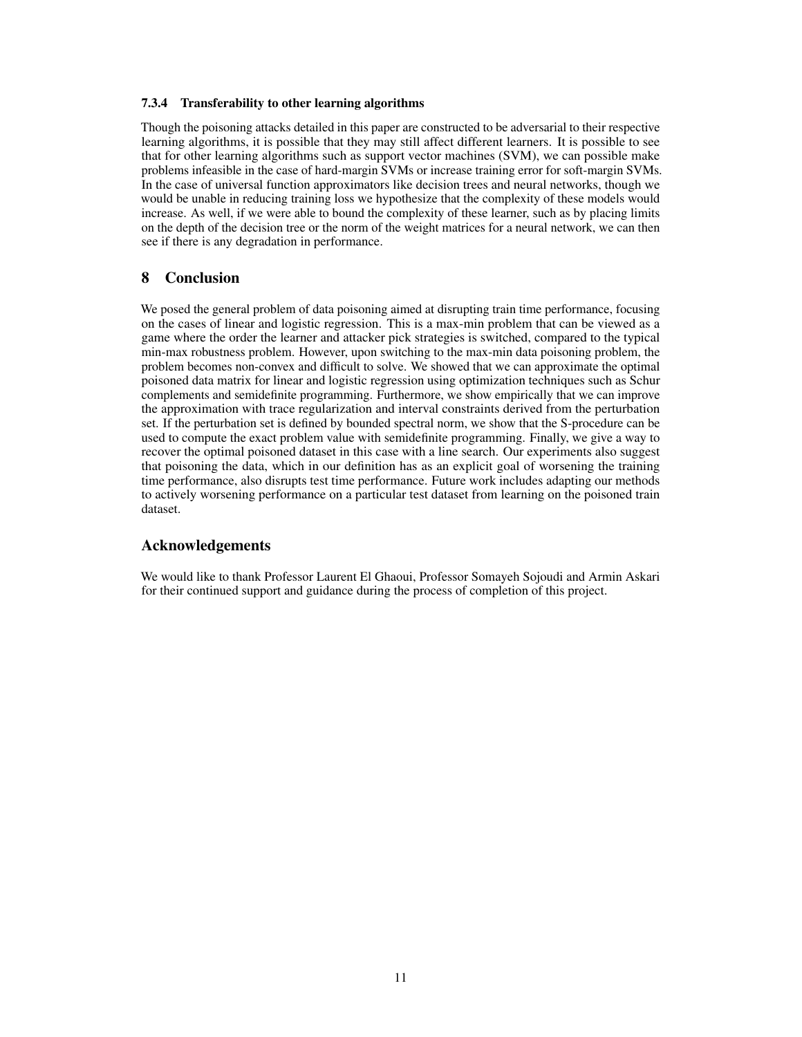#### 7.3.4 Transferability to other learning algorithms

Though the poisoning attacks detailed in this paper are constructed to be adversarial to their respective learning algorithms, it is possible that they may still affect different learners. It is possible to see that for other learning algorithms such as support vector machines (SVM), we can possible make problems infeasible in the case of hard-margin SVMs or increase training error for soft-margin SVMs. In the case of universal function approximators like decision trees and neural networks, though we would be unable in reducing training loss we hypothesize that the complexity of these models would increase. As well, if we were able to bound the complexity of these learner, such as by placing limits on the depth of the decision tree or the norm of the weight matrices for a neural network, we can then see if there is any degradation in performance.

## 8 Conclusion

We posed the general problem of data poisoning aimed at disrupting train time performance, focusing on the cases of linear and logistic regression. This is a max-min problem that can be viewed as a game where the order the learner and attacker pick strategies is switched, compared to the typical min-max robustness problem. However, upon switching to the max-min data poisoning problem, the problem becomes non-convex and difficult to solve. We showed that we can approximate the optimal poisoned data matrix for linear and logistic regression using optimization techniques such as Schur complements and semidefinite programming. Furthermore, we show empirically that we can improve the approximation with trace regularization and interval constraints derived from the perturbation set. If the perturbation set is defined by bounded spectral norm, we show that the S-procedure can be used to compute the exact problem value with semidefinite programming. Finally, we give a way to recover the optimal poisoned dataset in this case with a line search. Our experiments also suggest that poisoning the data, which in our definition has as an explicit goal of worsening the training time performance, also disrupts test time performance. Future work includes adapting our methods to actively worsening performance on a particular test dataset from learning on the poisoned train dataset.

## Acknowledgements

We would like to thank Professor Laurent El Ghaoui, Professor Somayeh Sojoudi and Armin Askari for their continued support and guidance during the process of completion of this project.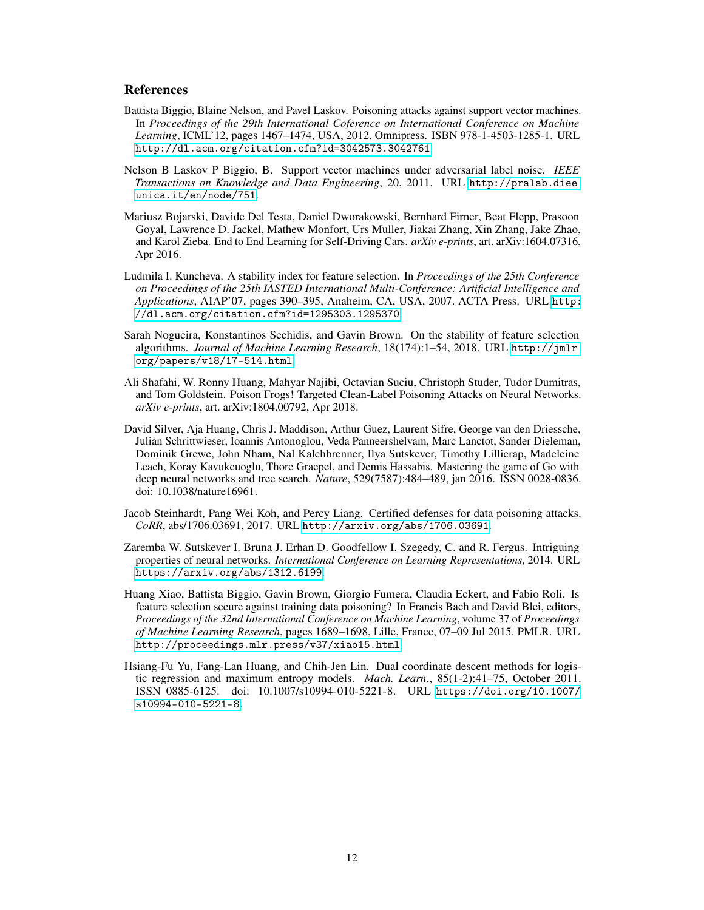## References

Battista Biggio, Blaine Nelson, and Pavel Laskov. Poisoning attacks against support vector machines. In *Proceedings of the 29th International Coference on International Conference on Machine Learning*, ICML'12, pages 1467–1474, USA, 2012. Omnipress. ISBN 978-1-4503-1285-1. URL http://dl.acm.org/citation.cfm?id=3042573.3042761.

Nelson B Laskov P Biggio, B. Support vector machines under adversarial label noise. *IEEE Transactions on Knowledge and Data Engineering*, 20, 2011. URL http://pralab.diee.unica.it/en/node/751.

Mariusz Bojarski, Davide Del Testa, Daniel Dworakowski, Bernhard Firner, Beat Flepp, Prasoon Goyal, Lawrence D. Jackel, Mathew Monfort, Urs Muller, Jiakai Zhang, Xin Zhang, Jake Zhao, and Karol Zieba. End to End Learning for Self-Driving Cars. *arXiv e-prints*, art. arXiv:1604.07316, Apr 2016.

Ludmila I. Kuncheva. A stability index for feature selection. In *Proceedings of the 25th Conference on Proceedings of the 25th IASTED International Multi-Conference: Artificial Intelligence and Applications*, AIAP'07, pages 390–395, Anaheim, CA, USA, 2007. ACTA Press. URL http://dl.acm.org/citation.cfm?id=1295303.1295370.

Sarah Nogueira, Konstantinos Sechidis, and Gavin Brown. On the stability of feature selection algorithms. *Journal of Machine Learning Research*, 18(174):1–54, 2018. URL http://jmlr.org/papers/v18/17-514.html.

Ali Shafahi, W. Ronny Huang, Mahyar Najibi, Octavian Suciu, Christoph Studer, Tudor Dumitras, and Tom Goldstein. Poison Frogs! Targeted Clean-Label Poisoning Attacks on Neural Networks. *arXiv e-prints*, art. arXiv:1804.00792, Apr 2018.

David Silver, Aja Huang, Chris J. Maddison, Arthur Guez, Laurent Sifre, George van den Driessche, Julian Schrittwieser, Ioannis Antonoglou, Veda Panneershelvam, Marc Lanctot, Sander Dieleman, Dominik Grewe, John Nham, Nal Kalchbrenner, Ilya Sutskever, Timothy Lillicrap, Madeleine Leach, Koray Kavukcuoglu, Thore Graepel, and Demis Hassabis. Mastering the game of Go with deep neural networks and tree search. *Nature*, 529(7587):484–489, jan 2016. ISSN 0028-0836. doi: 10.1038/nature16961.

Jacob Steinhardt, Pang Wei Koh, and Percy Liang. Certified defenses for data poisoning attacks. *CoRR*, abs/1706.03691, 2017. URL http://arxiv.org/abs/1706.03691.

Zaremba W. Sutskever I. Bruna J. Erhan D. Goodfellow I. Szegedy, C. and R. Fergus. Intriguing properties of neural networks. *International Conference on Learning Representations*, 2014. URL https://arxiv.org/abs/1312.6199.

Huang Xiao, Battista Biggio, Gavin Brown, Giorgio Fumera, Claudia Eckert, and Fabio Roli. Is feature selection secure against training data poisoning? In Francis Bach and David Blei, editors, *Proceedings of the 32nd International Conference on Machine Learning*, volume 37 of *Proceedings of Machine Learning Research*, pages 1689–1698, Lille, France, 07–09 Jul 2015. PMLR. URL http://proceedings.mlr.press/v37/xiao15.html.

Hsiang-Fu Yu, Fang-Lan Huang, and Chih-Jen Lin. Dual coordinate descent methods for logistic regression and maximum entropy models. *Mach. Learn.*, 85(1-2):41–75, October 2011. ISSN 0885-6125. doi: 10.1007/s10994-010-5221-8. URL https://doi.org/10.1007/s10994-010-5221-8.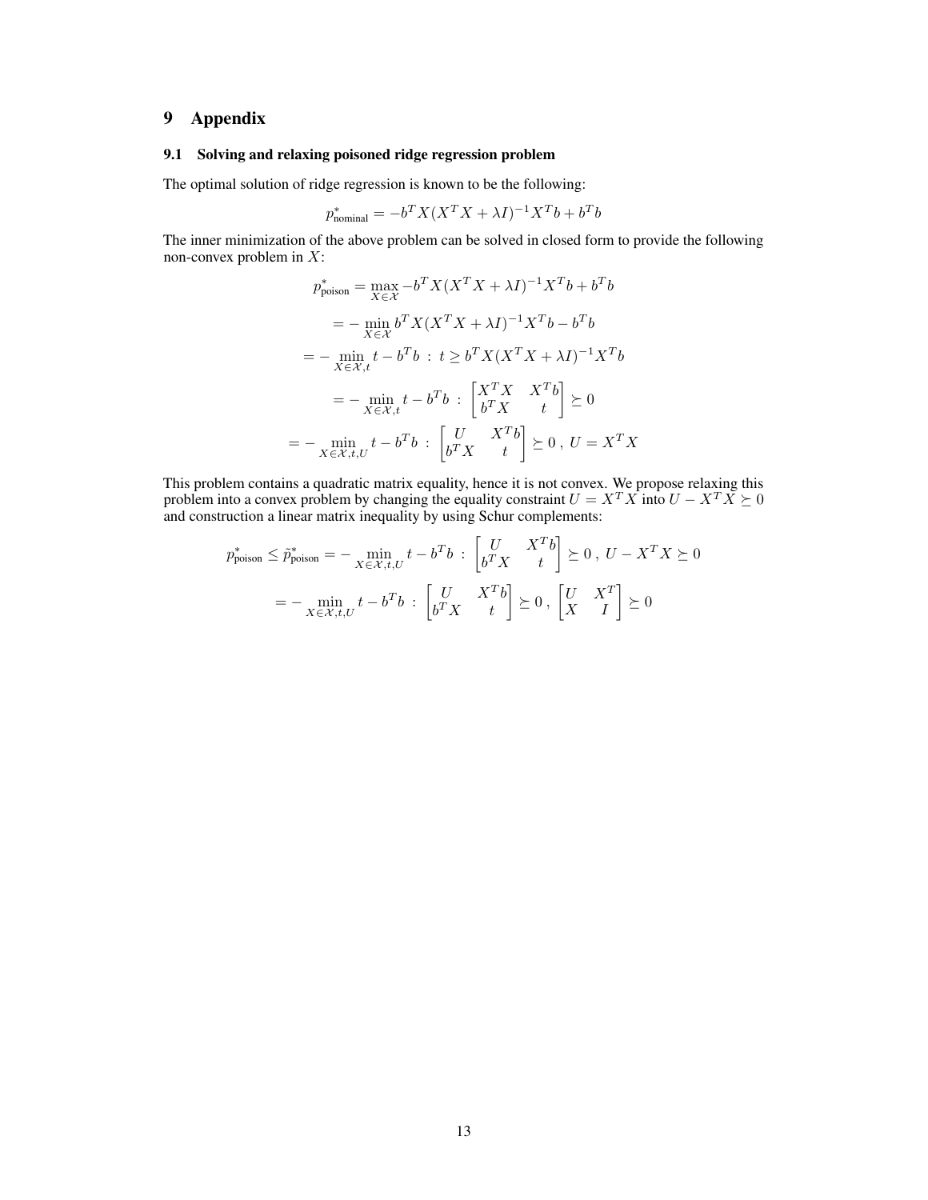# 9 Appendix

## 9.1 Solving and relaxing poisoned ridge regression problem

The optimal solution of ridge regression is known to be the following:

$$p^*_{\text{nominal}} = -b^T X(X^T X + \lambda I)^{-1} X^T b + b^T b$$

The inner minimization of the above problem can be solved in closed form to provide the following non-convex problem in $X$:

$$\begin{aligned}
p^*_{\text{poison}} &= \max_{X \in \mathcal{X}} -b^T X(X^T X + \lambda I)^{-1} X^T b + b^T b \\
&= -\min_{X \in \mathcal{X}} b^T X(X^T X + \lambda I)^{-1} X^T b - b^T b \\
&= -\min_{X \in \mathcal{X}, t} t - b^T b \ : \ t \geq b^T X(X^T X + \lambda I)^{-1} X^T b \\
&= -\min_{X \in \mathcal{X}, t} t - b^T b \ : \ \begin{bmatrix} X^T X & X^T b \\ b^T X & t \end{bmatrix} \succeq 0 \\
&= -\min_{X \in \mathcal{X}, t, U} t - b^T b \ : \ \begin{bmatrix} U & X^T b \\ b^T X & t \end{bmatrix} \succeq 0 \ , \ U = X^T X
\end{aligned}$$

This problem contains a quadratic matrix equality, hence it is not convex. We propose relaxing this problem into a convex problem by changing the equality constraint $U = X^T X$ into $U - X^T X \succeq 0$ and construction a linear matrix inequality by using Schur complements:

$$\begin{aligned}
p^*_{\text{poison}} \leq \tilde{p}^*_{\text{poison}} &= -\min_{X \in \mathcal{X}, t, U} t - b^T b \ : \ \begin{bmatrix} U & X^T b \\ b^T X & t \end{bmatrix} \succeq 0 \ , \ U - X^T X \succeq 0 \\
&= -\min_{X \in \mathcal{X}, t, U} t - b^T b \ : \ \begin{bmatrix} U & X^T b \\ b^T X & t \end{bmatrix} \succeq 0 \ , \ \begin{bmatrix} U & X^T \\ X & I \end{bmatrix} \succeq 0
\end{aligned}$$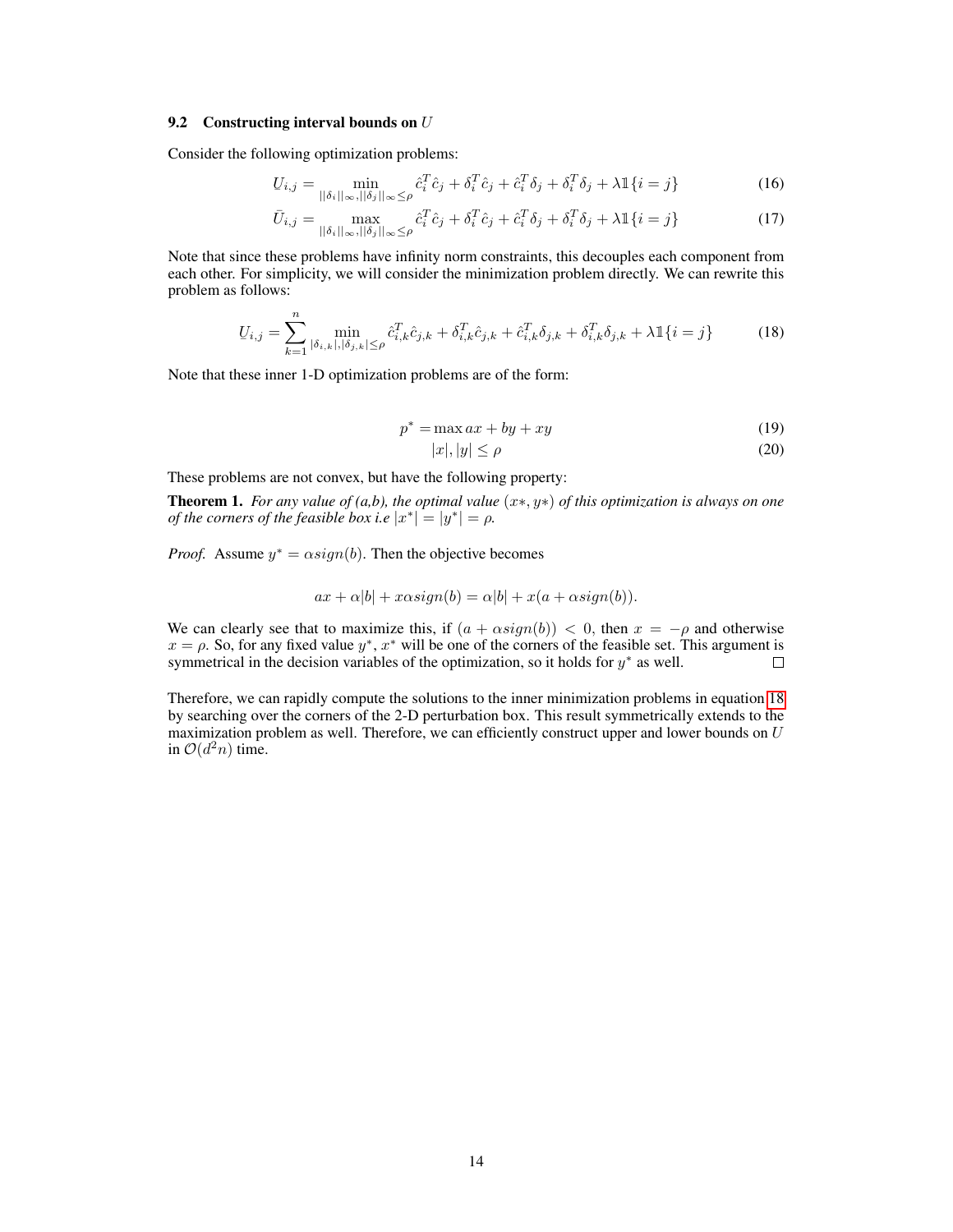### 9.2 Constructing interval bounds on $U$

Consider the following optimization problems:

$$\underline{U}_{i,j} = \min_{||\delta_i||_\infty, ||\delta_j||_\infty \leq \rho} \hat{c}_i^T \hat{c}_j + \delta_i^T \hat{c}_j + \hat{c}_i^T \delta_j + \delta_i^T \delta_j + \lambda \mathbb{1}\{i = j\} \tag{16}$$

$$\bar{U}_{i,j} = \max_{||\delta_i||_\infty, ||\delta_j||_\infty \leq \rho} \hat{c}_i^T \hat{c}_j + \delta_i^T \hat{c}_j + \hat{c}_i^T \delta_j + \delta_i^T \delta_j + \lambda \mathbb{1}\{i = j\} \tag{17}$$

Note that since these problems have infinity norm constraints, this decouples each component from each other. For simplicity, we will consider the minimization problem directly. We can rewrite this problem as follows:

$$\underline{U}_{i,j} = \sum_{k=1}^{n} \min_{|\delta_{i,k}|, |\delta_{j,k}| \leq \rho} \hat{c}_{i,k}^T \hat{c}_{j,k} + \delta_{i,k}^T \hat{c}_{j,k} + \hat{c}_{i,k}^T \delta_{j,k} + \delta_{i,k}^T \delta_{j,k} + \lambda \mathbb{1}\{i = j\} \tag{18}$$

Note that these inner 1-D optimization problems are of the form:

$$p^* = \max ax + by + xy \tag{19}$$

$$|x|, |y| \leq \rho \tag{20}$$

These problems are not convex, but have the following property:

**Theorem 1.** *For any value of (a,b), the optimal value $(x*, y*)$ of this optimization is always on one of the corners of the feasible box i.e $|x^*| = |y^*| = \rho$.*

*Proof.* Assume $y^* = \alpha sign(b)$. Then the objective becomes

$$ax + \alpha|b| + x\alpha sign(b) = \alpha|b| + x(a + \alpha sign(b)).$$

We can clearly see that to maximize this, if $(a + \alpha sign(b)) < 0$, then $x = -\rho$ and otherwise $x = \rho$. So, for any fixed value $y^*$, $x^*$ will be one of the corners of the feasible set. This argument is symmetrical in the decision variables of the optimization, so it holds for $y^*$ as well. □

Therefore, we can rapidly compute the solutions to the inner minimization problems in equation 18 by searching over the corners of the 2-D perturbation box. This result symmetrically extends to the maximization problem as well. Therefore, we can efficiently construct upper and lower bounds on $U$ in $\mathcal{O}(d^2 n)$ time.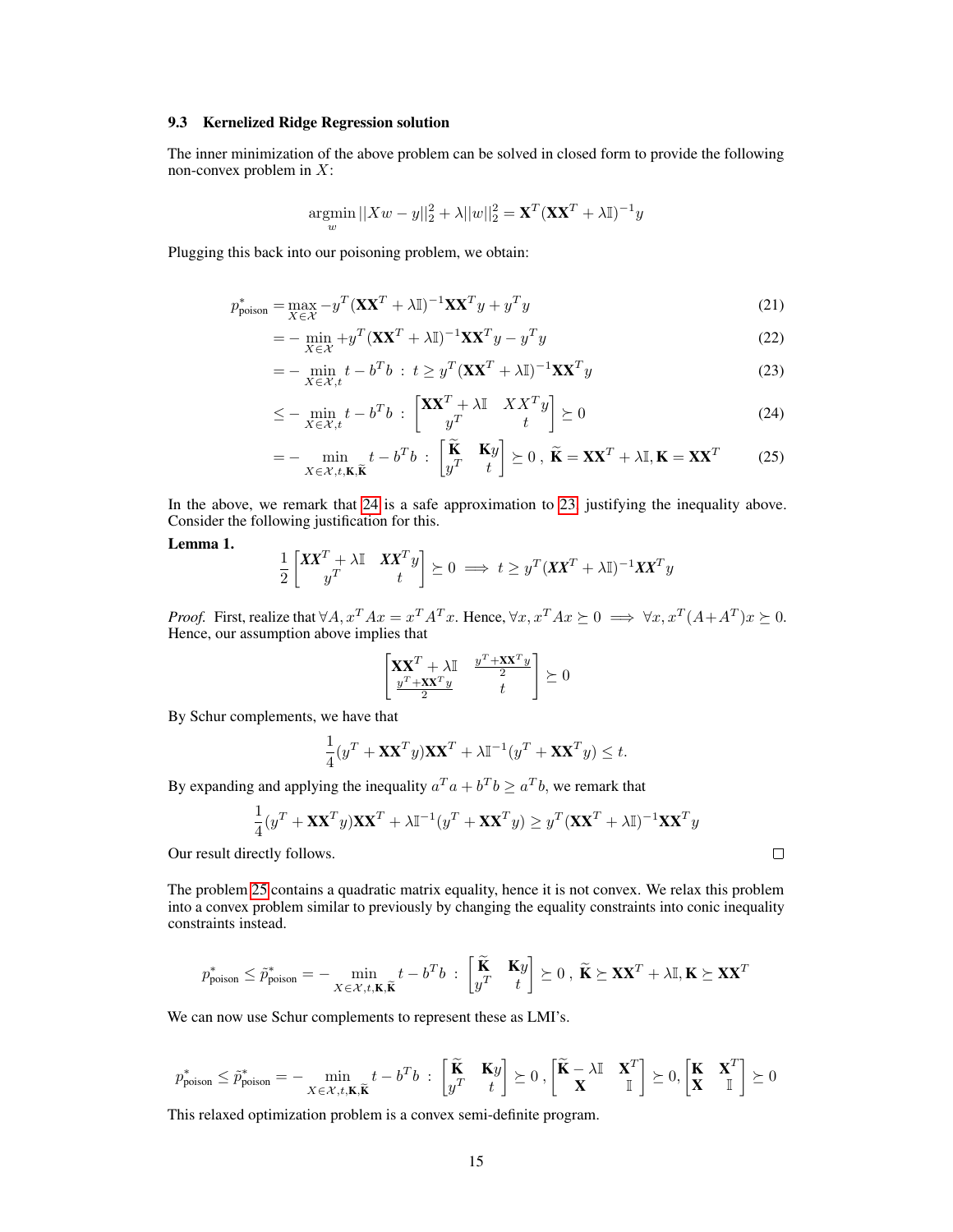### 9.3 Kernelized Ridge Regression solution

The inner minimization of the above problem can be solved in closed form to provide the following non-convex problem in $X$:

$$\underset{w}{\operatorname{argmin}} \, ||Xw - y||_2^2 + \lambda ||w||_2^2 = \mathbf{X}^T(\mathbf{X}\mathbf{X}^T + \lambda \mathbb{I})^{-1} y$$

Plugging this back into our poisoning problem, we obtain:

$$p^*_{\text{poison}} = \max_{X \in \mathcal{X}} -y^T(\mathbf{X}\mathbf{X}^T + \lambda \mathbb{I})^{-1}\mathbf{X}\mathbf{X}^T y + y^T y \tag{21}$$

$$= - \min_{X \in \mathcal{X}} +y^T(\mathbf{X}\mathbf{X}^T + \lambda \mathbb{I})^{-1}\mathbf{X}\mathbf{X}^T y - y^T y \tag{22}$$

$$= - \min_{X \in \mathcal{X}, t} t - b^T b \; : \; t \geq y^T(\mathbf{X}\mathbf{X}^T + \lambda \mathbb{I})^{-1}\mathbf{X}\mathbf{X}^T y \tag{23}$$

$$\leq - \min_{X \in \mathcal{X}, t} t - b^T b \; : \; \begin{bmatrix} \mathbf{X}\mathbf{X}^T + \lambda \mathbb{I} & XX^T y \\ y^T & t \end{bmatrix} \succeq 0 \tag{24}$$

$$= - \min_{X \in \mathcal{X}, t, \mathbf{K}, \widetilde{\mathbf{K}}} t - b^T b \; : \; \begin{bmatrix} \widetilde{\mathbf{K}} & \mathbf{K}y \\ y^T & t \end{bmatrix} \succeq 0 \,, \; \widetilde{\mathbf{K}} = \mathbf{X}\mathbf{X}^T + \lambda \mathbb{I}, \mathbf{K} = \mathbf{X}\mathbf{X}^T \tag{25}$$

In the above, we remark that 24 is a safe approximation to 23, justifying the inequality above. Consider the following justification for this.

**Lemma 1.**

$$\frac{1}{2}\begin{bmatrix} \boldsymbol{X}\boldsymbol{X}^T + \lambda \mathbb{I} & \boldsymbol{X}\boldsymbol{X}^T y \\ y^T & t \end{bmatrix} \succeq 0 \implies t \geq y^T(\boldsymbol{X}\boldsymbol{X}^T + \lambda \mathbb{I})^{-1}\boldsymbol{X}\boldsymbol{X}^T y$$

*Proof.* First, realize that $\forall A, x^T A x = x^T A^T x$. Hence, $\forall x, x^T A x \succeq 0 \implies \forall x, x^T(A + A^T)x \succeq 0$. Hence, our assumption above implies that

$$\begin{bmatrix} \mathbf{X}\mathbf{X}^T + \lambda \mathbb{I} & \frac{y^T + \mathbf{X}\mathbf{X}^T y}{2} \\ \frac{y^T + \mathbf{X}\mathbf{X}^T y}{2} & t \end{bmatrix} \succeq 0$$

By Schur complements, we have that

$$\frac{1}{4}(y^T + \mathbf{X}\mathbf{X}^T y)\mathbf{X}\mathbf{X}^T + \lambda \mathbb{I}^{-1}(y^T + \mathbf{X}\mathbf{X}^T y) \leq t.$$

By expanding and applying the inequality $a^T a + b^T b \geq a^T b$, we remark that

$$\frac{1}{4}(y^T + \mathbf{X}\mathbf{X}^T y)\mathbf{X}\mathbf{X}^T + \lambda \mathbb{I}^{-1}(y^T + \mathbf{X}\mathbf{X}^T y) \geq y^T(\mathbf{X}\mathbf{X}^T + \lambda \mathbb{I})^{-1}\mathbf{X}\mathbf{X}^T y$$

Our result directly follows. □

The problem 25 contains a quadratic matrix equality, hence it is not convex. We relax this problem into a convex problem similar to previously by changing the equality constraints into conic inequality constraints instead.

$$p^*_{\text{poison}} \leq \tilde{p}^*_{\text{poison}} = - \min_{X \in \mathcal{X}, t, \mathbf{K}, \widetilde{\mathbf{K}}} t - b^T b \; : \; \begin{bmatrix} \widetilde{\mathbf{K}} & \mathbf{K}y \\ y^T & t \end{bmatrix} \succeq 0 \,, \; \widetilde{\mathbf{K}} \succeq \mathbf{X}\mathbf{X}^T + \lambda \mathbb{I}, \mathbf{K} \succeq \mathbf{X}\mathbf{X}^T$$

We can now use Schur complements to represent these as LMI's.

$$p^*_{\text{poison}} \leq \tilde{p}^*_{\text{poison}} = - \min_{X \in \mathcal{X}, t, \mathbf{K}, \widetilde{\mathbf{K}}} t - b^T b \; : \; \begin{bmatrix} \widetilde{\mathbf{K}} & \mathbf{K}y \\ y^T & t \end{bmatrix} \succeq 0 \,, \begin{bmatrix} \widetilde{\mathbf{K}} - \lambda \mathbb{I} & \mathbf{X}^T \\ \mathbf{X} & \mathbb{I} \end{bmatrix} \succeq 0, \begin{bmatrix} \mathbf{K} & \mathbf{X}^T \\ \mathbf{X} & \mathbb{I} \end{bmatrix} \succeq 0$$

This relaxed optimization problem is a convex semi-definite program.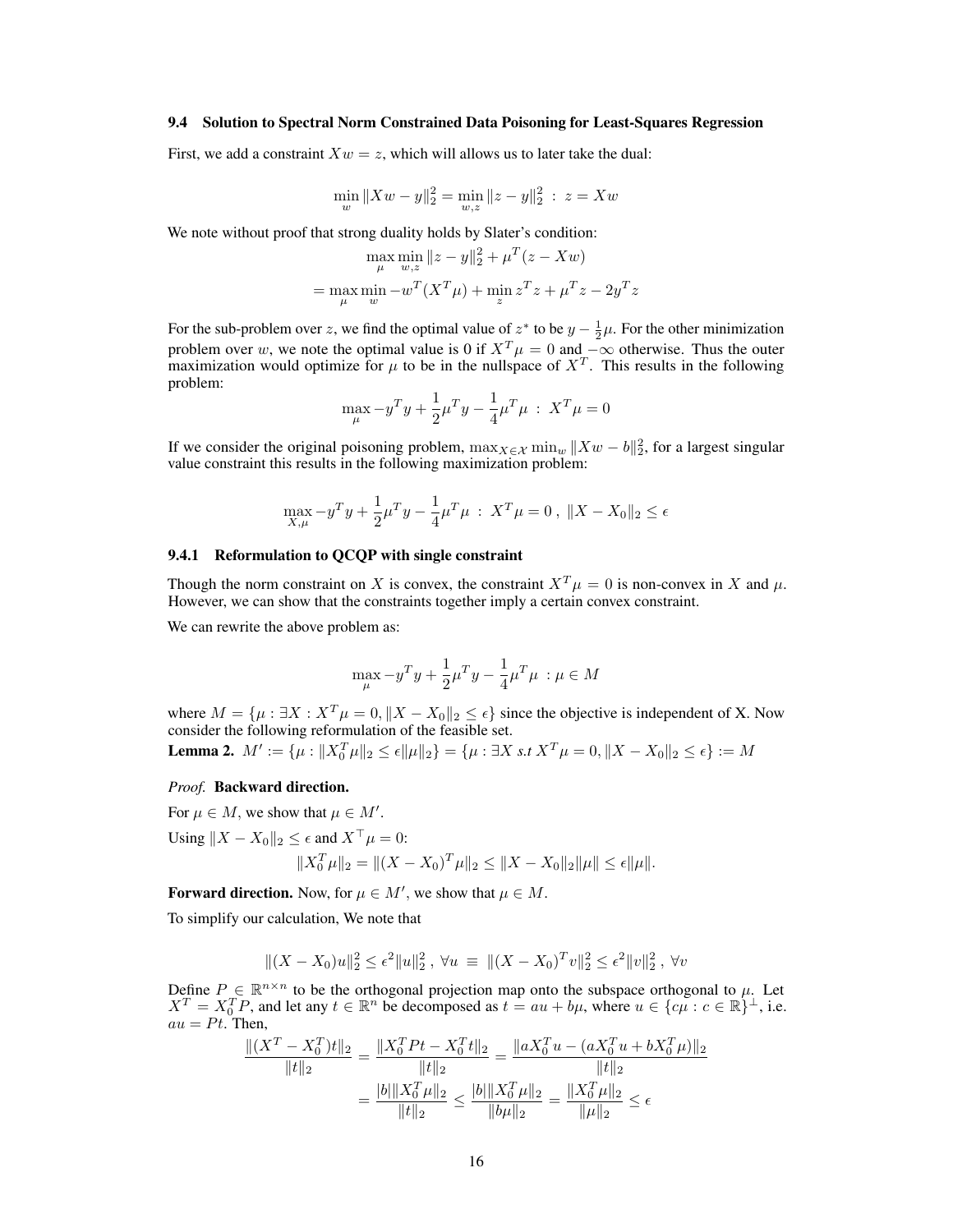### 9.4 Solution to Spectral Norm Constrained Data Poisoning for Least-Squares Regression

First, we add a constraint $Xw = z$, which will allows us to later take the dual:

$$\min_w \|Xw - y\|_2^2 = \min_{w,z} \|z - y\|_2^2 \;:\; z = Xw$$

We note without proof that strong duality holds by Slater's condition:

$$\max_\mu \min_{w,z} \|z - y\|_2^2 + \mu^T(z - Xw)$$

$$= \max_\mu \min_w -w^T(X^T\mu) + \min_z z^T z + \mu^T z - 2y^T z$$

For the sub-problem over $z$, we find the optimal value of $z^*$ to be $y - \frac{1}{2}\mu$. For the other minimization problem over $w$, we note the optimal value is 0 if $X^T\mu = 0$ and $-\infty$ otherwise. Thus the outer maximization would optimize for $\mu$ to be in the nullspace of $X^T$. This results in the following problem:

$$\max_\mu -y^T y + \frac{1}{2}\mu^T y - \frac{1}{4}\mu^T\mu \;:\; X^T\mu = 0$$

If we consider the original poisoning problem, $\max_{X\in\mathcal{X}} \min_w \|Xw - b\|_2^2$, for a largest singular value constraint this results in the following maximization problem:

$$\max_{X,\mu} -y^T y + \frac{1}{2}\mu^T y - \frac{1}{4}\mu^T\mu \;:\; X^T\mu = 0\,,\; \|X - X_0\|_2 \le \epsilon$$

#### 9.4.1 Reformulation to QCQP with single constraint

Though the norm constraint on $X$ is convex, the constraint $X^T\mu = 0$ is non-convex in $X$ and $\mu$. However, we can show that the constraints together imply a certain convex constraint.

We can rewrite the above problem as:

$$\max_\mu -y^T y + \frac{1}{2}\mu^T y - \frac{1}{4}\mu^T\mu \;: \mu \in M$$

where $M = \{\mu : \exists X : X^T\mu = 0, \|X - X_0\|_2 \le \epsilon\}$ since the objective is independent of X. Now consider the following reformulation of the feasible set.

**Lemma 2.** $M' := \{\mu : \|X_0^T\mu\|_2 \le \epsilon\|\mu\|_2\} = \{\mu : \exists X \text{ s.t } X^T\mu = 0, \|X - X_0\|_2 \le \epsilon\} := M$

*Proof.* **Backward direction.**

For $\mu \in M$, we show that $\mu \in M'$.

Using $\|X - X_0\|_2 \le \epsilon$ and $X^\top\mu = 0$:

$$\|X_0^T\mu\|_2 = \|(X - X_0)^T\mu\|_2 \le \|X - X_0\|_2\|\mu\| \le \epsilon\|\mu\|.$$

**Forward direction.** Now, for $\mu \in M'$, we show that $\mu \in M$.

To simplify our calculation, We note that

$$\|(X - X_0)u\|_2^2 \le \epsilon^2\|u\|_2^2\,,\;\forall u \;\equiv\; \|(X - X_0)^T v\|_2^2 \le \epsilon^2\|v\|_2^2\,,\;\forall v$$

Define $P \in \mathbb{R}^{n\times n}$ to be the orthogonal projection map onto the subspace orthogonal to $\mu$. Let $X^T = X_0^T P$, and let any $t \in \mathbb{R}^n$ be decomposed as $t = au + b\mu$, where $u \in \{c\mu : c \in \mathbb{R}\}^\perp$, i.e. $au = Pt$. Then,

$$\frac{\|(X^T - X_0^T)t\|_2}{\|t\|_2} = \frac{\|X_0^T Pt - X_0^T t\|_2}{\|t\|_2} = \frac{\|aX_0^T u - (aX_0^T u + bX_0^T\mu)\|_2}{\|t\|_2}$$

$$= \frac{|b|\|X_0^T\mu\|_2}{\|t\|_2} \le \frac{|b|\|X_0^T\mu\|_2}{\|b\mu\|_2} = \frac{\|X_0^T\mu\|_2}{\|\mu\|_2} \le \epsilon$$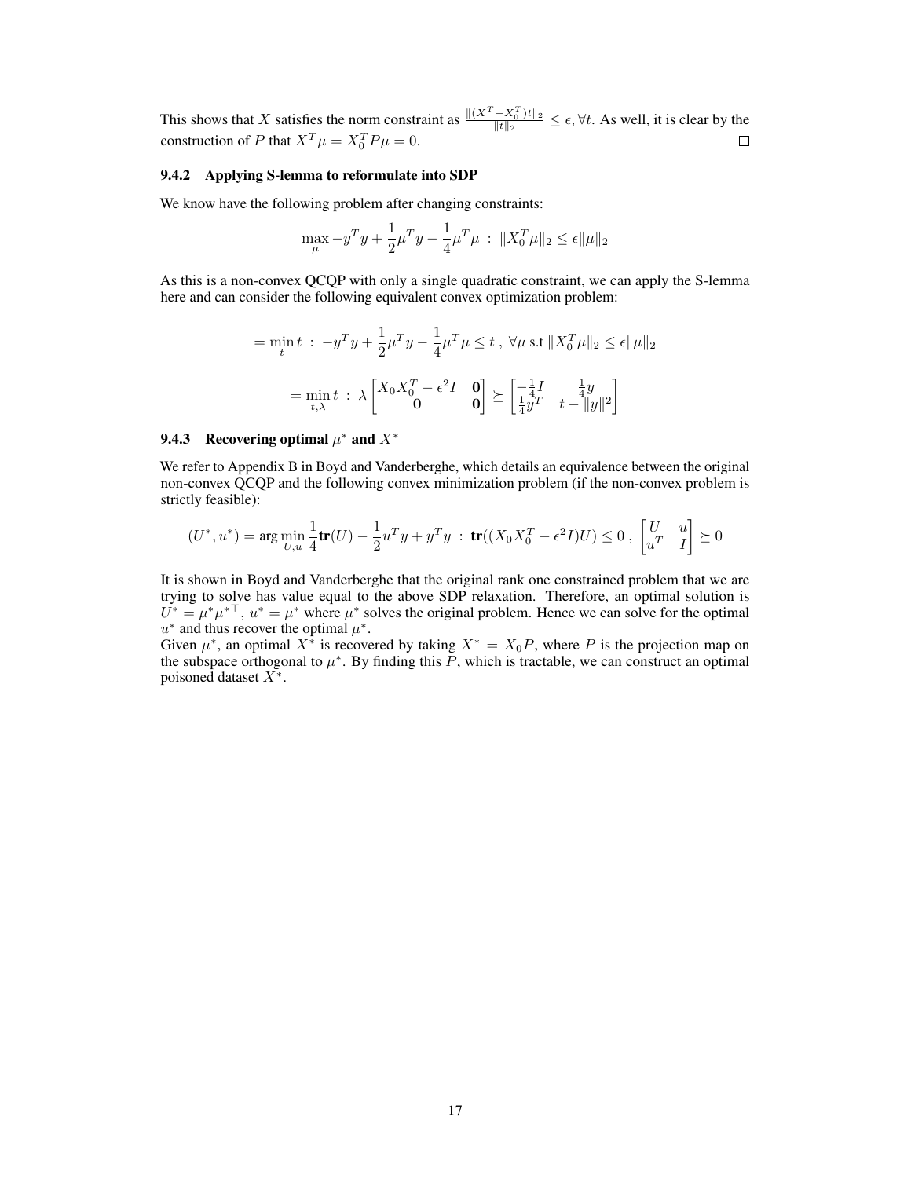This shows that $X$ satisfies the norm constraint as $\frac{\|(X^T - X_0^T)t\|_2}{\|t\|_2} \leq \epsilon, \forall t$. As well, it is clear by the construction of $P$ that $X^T\mu = X_0^T P\mu = 0$. □

#### 9.4.2 Applying S-lemma to reformulate into SDP

We know have the following problem after changing constraints:

$$\max_{\mu} -y^T y + \frac{1}{2}\mu^T y - \frac{1}{4}\mu^T \mu \;:\; \|X_0^T \mu\|_2 \leq \epsilon \|\mu\|_2$$

As this is a non-convex QCQP with only a single quadratic constraint, we can apply the S-lemma here and can consider the following equivalent convex optimization problem:

$$= \min_{t} t \;:\; -y^T y + \frac{1}{2}\mu^T y - \frac{1}{4}\mu^T \mu \leq t \;,\; \forall \mu \text{ s.t } \|X_0^T \mu\|_2 \leq \epsilon \|\mu\|_2$$

$$= \min_{t,\lambda} t \;:\; \lambda \begin{bmatrix} X_0 X_0^T - \epsilon^2 I & \mathbf{0} \\ \mathbf{0} & \mathbf{0} \end{bmatrix} \succeq \begin{bmatrix} -\frac{1}{4} I & \frac{1}{4} y \\ \frac{1}{4} y^T & t - \|y\|^2 \end{bmatrix}$$

#### 9.4.3 Recovering optimal $\mu^*$ and $X^*$

We refer to Appendix B in Boyd and Vanderberghe, which details an equivalence between the original non-convex QCQP and the following convex minimization problem (if the non-convex problem is strictly feasible):

$$(U^*, u^*) = \arg\min_{U,u} \frac{1}{4}\mathbf{tr}(U) - \frac{1}{2}u^T y + y^T y \;:\; \mathbf{tr}((X_0 X_0^T - \epsilon^2 I)U) \leq 0 \;,\; \begin{bmatrix} U & u \\ u^T & I \end{bmatrix} \succeq 0$$

It is shown in Boyd and Vanderberghe that the original rank one constrained problem that we are trying to solve has value equal to the above SDP relaxation. Therefore, an optimal solution is $U^* = \mu^* \mu^{*\top}$, $u^* = \mu^*$ where $\mu^*$ solves the original problem. Hence we can solve for the optimal $u^*$ and thus recover the optimal $\mu^*$.

Given $\mu^*$, an optimal $X^*$ is recovered by taking $X^* = X_0 P$, where $P$ is the projection map on the subspace orthogonal to $\mu^*$. By finding this $P$, which is tractable, we can construct an optimal poisoned dataset $X^*$.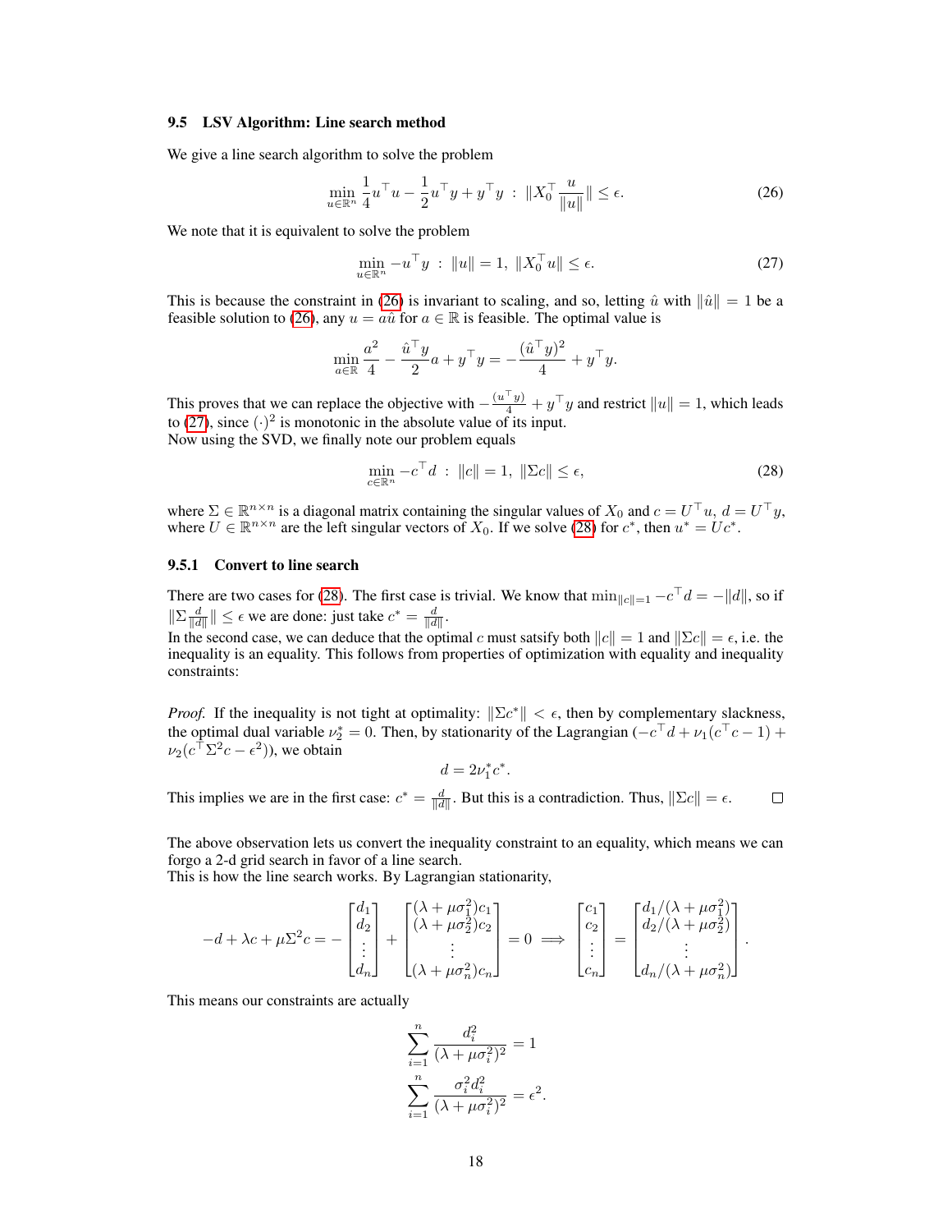### 9.5 LSV Algorithm: Line search method

We give a line search algorithm to solve the problem

$$\min_{u \in \mathbb{R}^n} \frac{1}{4} u^\top u - \frac{1}{2} u^\top y + y^\top y \;:\; \|X_0^\top \frac{u}{\|u\|}\| \leq \epsilon. \tag{26}$$

We note that it is equivalent to solve the problem

$$\min_{u \in \mathbb{R}^n} -u^\top y \;:\; \|u\| = 1,\; \|X_0^\top u\| \leq \epsilon. \tag{27}$$

This is because the constraint in (26) is invariant to scaling, and so, letting $\hat{u}$ with $\|\hat{u}\| = 1$ be a feasible solution to (26), any $u = a\hat{u}$ for $a \in \mathbb{R}$ is feasible. The optimal value is

$$\min_{a \in \mathbb{R}} \frac{a^2}{4} - \frac{\hat{u}^\top y}{2} a + y^\top y = -\frac{(\hat{u}^\top y)^2}{4} + y^\top y.$$

This proves that we can replace the objective with $-\frac{(u^\top y)}{4} + y^\top y$ and restrict $\|u\| = 1$, which leads to (27), since $(\cdot)^2$ is monotonic in the absolute value of its input.
Now using the SVD, we finally note our problem equals

$$\min_{c \in \mathbb{R}^n} -c^\top d \;:\; \|c\| = 1,\; \|\Sigma c\| \leq \epsilon, \tag{28}$$

where $\Sigma \in \mathbb{R}^{n \times n}$ is a diagonal matrix containing the singular values of $X_0$ and $c = U^\top u$, $d = U^\top y$, where $U \in \mathbb{R}^{n \times n}$ are the left singular vectors of $X_0$. If we solve (28) for $c^*$, then $u^* = Uc^*$.

#### 9.5.1 Convert to line search

There are two cases for (28). The first case is trivial. We know that $\min_{\|c\|=1} -c^\top d = -\|d\|$, so if $\|\Sigma \frac{d}{\|d\|}\| \leq \epsilon$ we are done: just take $c^* = \frac{d}{\|d\|}$.
In the second case, we can deduce that the optimal $c$ must satsify both $\|c\| = 1$ and $\|\Sigma c\| = \epsilon$, i.e. the inequality is an equality. This follows from properties of optimization with equality and inequality constraints:

*Proof.* If the inequality is not tight at optimality: $\|\Sigma c^*\| < \epsilon$, then by complementary slackness, the optimal dual variable $\nu_2^* = 0$. Then, by stationarity of the Lagrangian $(-c^\top d + \nu_1(c^\top c - 1) + \nu_2(c^\top \Sigma^2 c - \epsilon^2))$, we obtain

$$d = 2\nu_1^* c^*.$$

This implies we are in the first case: $c^* = \frac{d}{\|d\|}$. But this is a contradiction. Thus, $\|\Sigma c\| = \epsilon$. ◻

The above observation lets us convert the inequality constraint to an equality, which means we can forgo a 2-d grid search in favor of a line search.
This is how the line search works. By Lagrangian stationarity,

$$-d + \lambda c + \mu \Sigma^2 c = -\begin{bmatrix} d_1 \\ d_2 \\ \vdots \\ d_n \end{bmatrix} + \begin{bmatrix} (\lambda + \mu\sigma_1^2)c_1 \\ (\lambda + \mu\sigma_2^2)c_2 \\ \vdots \\ (\lambda + \mu\sigma_n^2)c_n \end{bmatrix} = 0 \implies \begin{bmatrix} c_1 \\ c_2 \\ \vdots \\ c_n \end{bmatrix} = \begin{bmatrix} d_1/(\lambda + \mu\sigma_1^2) \\ d_2/(\lambda + \mu\sigma_2^2) \\ \vdots \\ d_n/(\lambda + \mu\sigma_n^2) \end{bmatrix}.$$

This means our constraints are actually

$$\sum_{i=1}^n \frac{d_i^2}{(\lambda + \mu\sigma_i^2)^2} = 1$$

$$\sum_{i=1}^n \frac{\sigma_i^2 d_i^2}{(\lambda + \mu\sigma_i^2)^2} = \epsilon^2.$$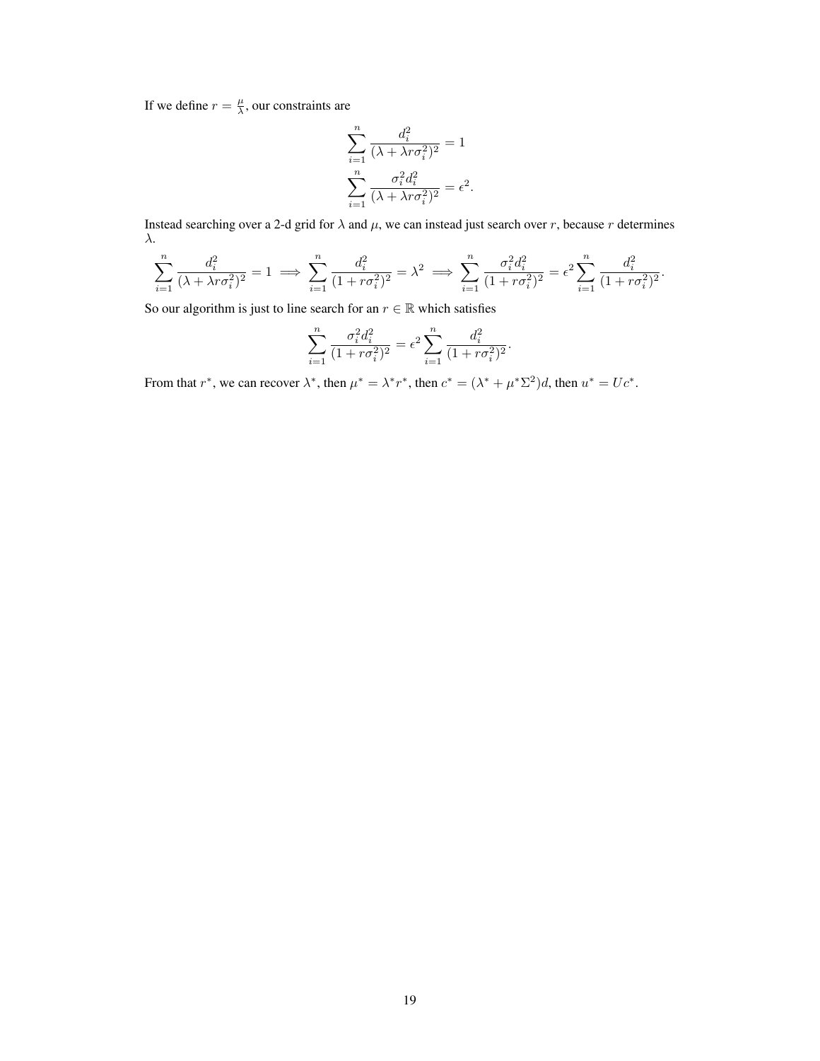If we define $r = \frac{\mu}{\lambda}$, our constraints are

$$\sum_{i=1}^{n} \frac{d_i^2}{(\lambda + \lambda r \sigma_i^2)^2} = 1$$

$$\sum_{i=1}^{n} \frac{\sigma_i^2 d_i^2}{(\lambda + \lambda r \sigma_i^2)^2} = \epsilon^2.$$

Instead searching over a 2-d grid for $\lambda$ and $\mu$, we can instead just search over $r$, because $r$ determines $\lambda$.

$$\sum_{i=1}^{n} \frac{d_i^2}{(\lambda + \lambda r \sigma_i^2)^2} = 1 \implies \sum_{i=1}^{n} \frac{d_i^2}{(1 + r \sigma_i^2)^2} = \lambda^2 \implies \sum_{i=1}^{n} \frac{\sigma_i^2 d_i^2}{(1 + r \sigma_i^2)^2} = \epsilon^2 \sum_{i=1}^{n} \frac{d_i^2}{(1 + r \sigma_i^2)^2}.$$

So our algorithm is just to line search for an $r \in \mathbb{R}$ which satisfies

$$\sum_{i=1}^{n} \frac{\sigma_i^2 d_i^2}{(1 + r \sigma_i^2)^2} = \epsilon^2 \sum_{i=1}^{n} \frac{d_i^2}{(1 + r \sigma_i^2)^2}.$$

From that $r^*$, we can recover $\lambda^*$, then $\mu^* = \lambda^* r^*$, then $c^* = (\lambda^* + \mu^* \Sigma^2) d$, then $u^* = U c^*$.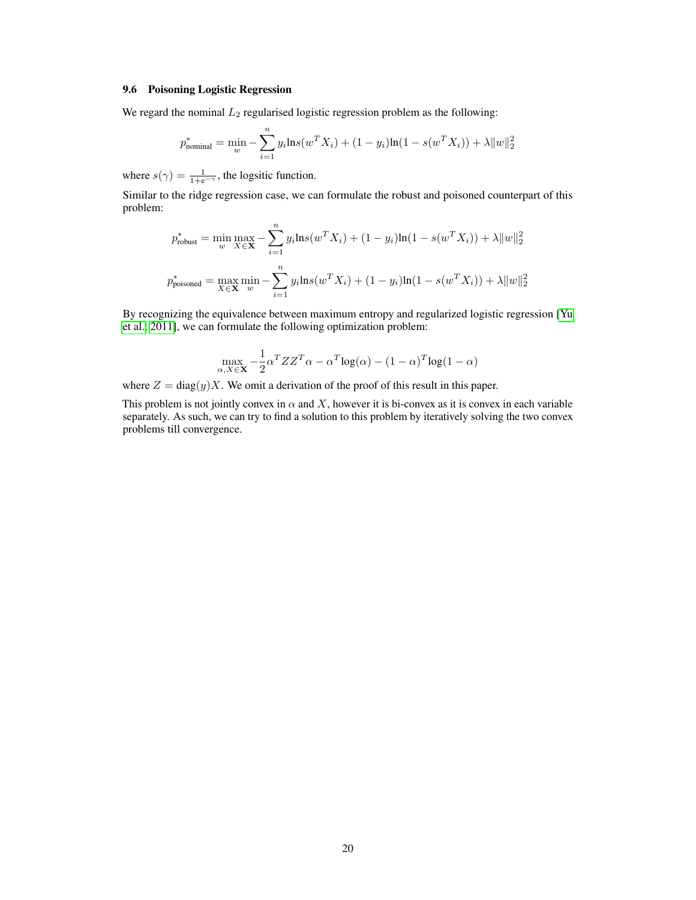### 9.6 Poisoning Logistic Regression

We regard the nominal $L_2$ regularised logistic regression problem as the following:

$$p^*_{\text{nominal}} = \min_w -\sum_{i=1}^{n} y_i \ln s(w^T X_i) + (1 - y_i)\ln(1 - s(w^T X_i)) + \lambda \|w\|_2^2$$

where $s(\gamma) = \frac{1}{1+e^{-\gamma}}$, the logsitic function.

Similar to the ridge regression case, we can formulate the robust and poisoned counterpart of this problem:

$$p^*_{\text{robust}} = \min_w \max_{X \in \mathbf{X}} -\sum_{i=1}^{n} y_i \ln s(w^T X_i) + (1 - y_i)\ln(1 - s(w^T X_i)) + \lambda \|w\|_2^2$$

$$p^*_{\text{poisoned}} = \max_{X \in \mathbf{X}} \min_w -\sum_{i=1}^{n} y_i \ln s(w^T X_i) + (1 - y_i)\ln(1 - s(w^T X_i)) + \lambda \|w\|_2^2$$

By recognizing the equivalence between maximum entropy and regularized logistic regression [Yu et al., 2011], we can formulate the following optimization problem:

$$\max_{\alpha, X \in \mathbf{X}} -\frac{1}{2}\alpha^T Z Z^T \alpha - \alpha^T \log(\alpha) - (1 - \alpha)^T \log(1 - \alpha)$$

where $Z = \text{diag}(y)X$. We omit a derivation of the proof of this result in this paper.

This problem is not jointly convex in $\alpha$ and $X$, however it is bi-convex as it is convex in each variable separately. As such, we can try to find a solution to this problem by iteratively solving the two convex problems till convergence.